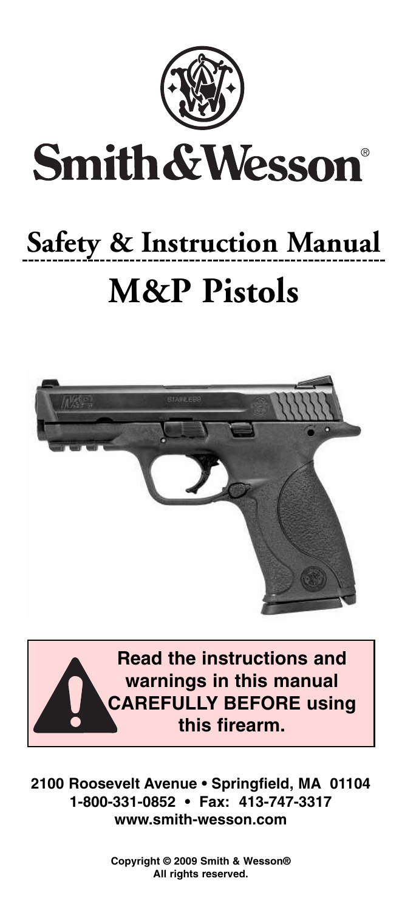# Smith&Wesson®

## Safety & Instruction Manual

# M&P Pistols

**Read the instructions and warnings in this manual CAREFULLY BEFORE using this firearm.**

**2100 Roosevelt Avenue • Springfield, MA 01104**
**1-800-331-0852 • Fax: 413-747-3317**
**www.smith-wesson.com**

**Copyright © 2009 Smith & Wesson®**
**All rights reserved.**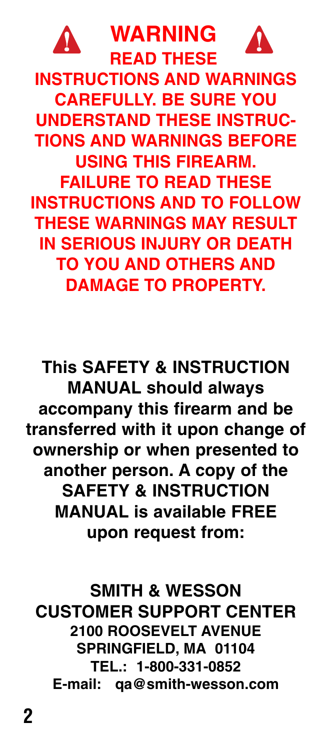# ⚠ WARNING ⚠

**READ THESE INSTRUCTIONS AND WARNINGS CAREFULLY. BE SURE YOU UNDERSTAND THESE INSTRUCTIONS AND WARNINGS BEFORE USING THIS FIREARM. FAILURE TO READ THESE INSTRUCTIONS AND TO FOLLOW THESE WARNINGS MAY RESULT IN SERIOUS INJURY OR DEATH TO YOU AND OTHERS AND DAMAGE TO PROPERTY.**

**This SAFETY & INSTRUCTION MANUAL should always accompany this firearm and be transferred with it upon change of ownership or when presented to another person. A copy of the SAFETY & INSTRUCTION MANUAL is available FREE upon request from:**

**SMITH & WESSON**
**CUSTOMER SUPPORT CENTER**
**2100 ROOSEVELT AVENUE**
**SPRINGFIELD, MA 01104**
**TEL.: 1-800-331-0852**
**E-mail: qa@smith-wesson.com**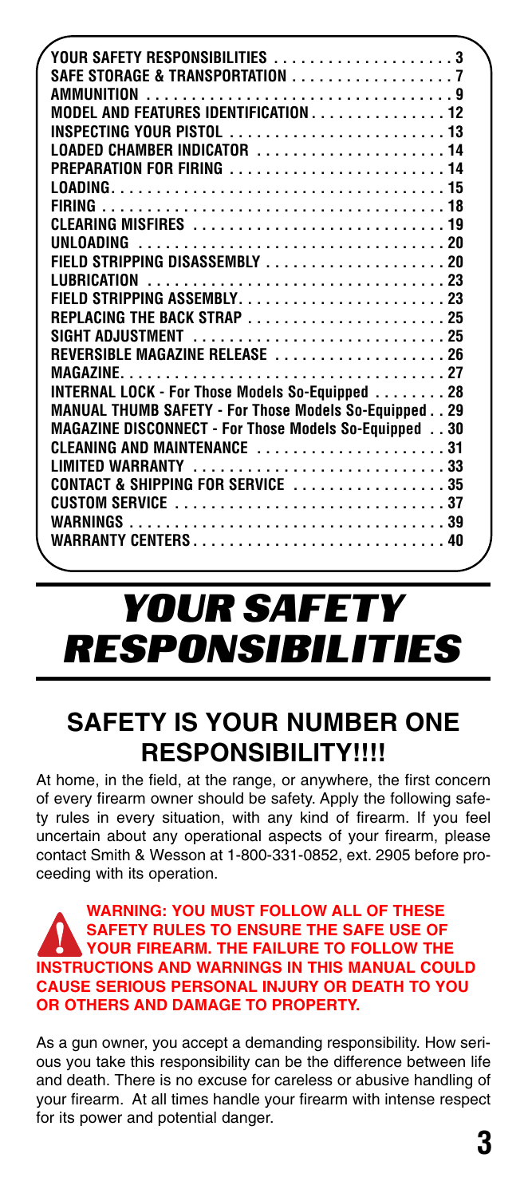| | |
|---|---|
| YOUR SAFETY RESPONSIBILITIES | 3 |
| SAFE STORAGE & TRANSPORTATION | 7 |
| AMMUNITION | 9 |
| MODEL AND FEATURES IDENTIFICATION | 12 |
| INSPECTING YOUR PISTOL | 13 |
| LOADED CHAMBER INDICATOR | 14 |
| PREPARATION FOR FIRING | 14 |
| LOADING | 15 |
| FIRING | 18 |
| CLEARING MISFIRES | 19 |
| UNLOADING | 20 |
| FIELD STRIPPING DISASSEMBLY | 20 |
| LUBRICATION | 23 |
| FIELD STRIPPING ASSEMBLY | 23 |
| REPLACING THE BACK STRAP | 25 |
| SIGHT ADJUSTMENT | 25 |
| REVERSIBLE MAGAZINE RELEASE | 26 |
| MAGAZINE | 27 |
| INTERNAL LOCK - For Those Models So-Equipped | 28 |
| MANUAL THUMB SAFETY - For Those Models So-Equipped | 29 |
| MAGAZINE DISCONNECT - For Those Models So-Equipped | 30 |
| CLEANING AND MAINTENANCE | 31 |
| LIMITED WARRANTY | 33 |
| CONTACT & SHIPPING FOR SERVICE | 35 |
| CUSTOM SERVICE | 37 |
| WARNINGS | 39 |
| WARRANTY CENTERS | 40 |

# *YOUR SAFETY RESPONSIBILITIES*

## SAFETY IS YOUR NUMBER ONE RESPONSIBILITY!!!!

At home, in the field, at the range, or anywhere, the first concern of every firearm owner should be safety. Apply the following safety rules in every situation, with any kind of firearm. If you feel uncertain about any operational aspects of your firearm, please contact Smith & Wesson at 1-800-331-0852, ext. 2905 before proceeding with its operation.

**WARNING: YOU MUST FOLLOW ALL OF THESE SAFETY RULES TO ENSURE THE SAFE USE OF YOUR FIREARM. THE FAILURE TO FOLLOW THE INSTRUCTIONS AND WARNINGS IN THIS MANUAL COULD CAUSE SERIOUS PERSONAL INJURY OR DEATH TO YOU OR OTHERS AND DAMAGE TO PROPERTY.**

As a gun owner, you accept a demanding responsibility. How serious you take this responsibility can be the difference between life and death. There is no excuse for careless or abusive handling of your firearm. At all times handle your firearm with intense respect for its power and potential danger.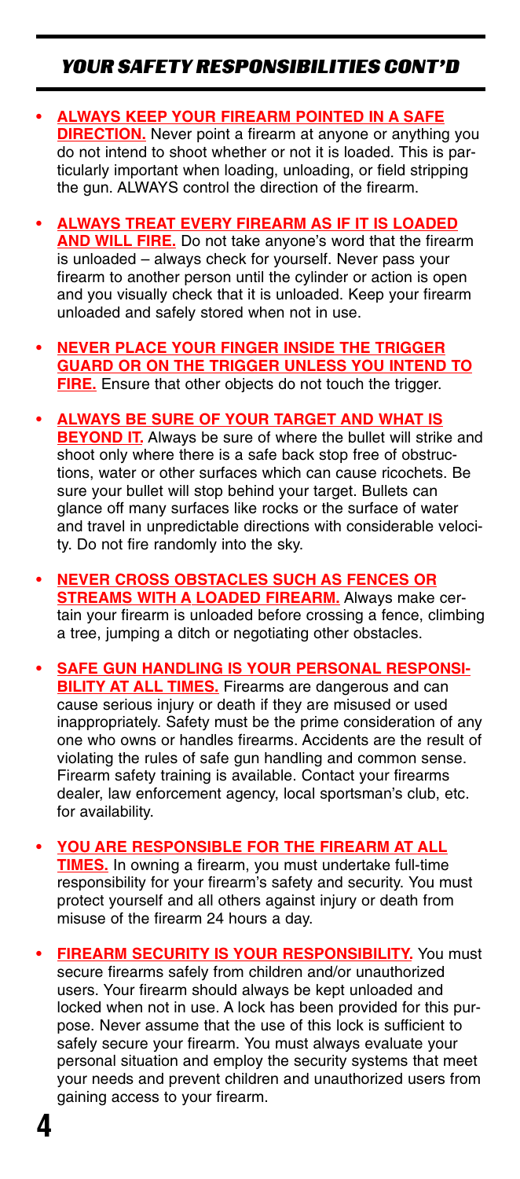## YOUR SAFETY RESPONSIBILITIES CONT'D

- **ALWAYS KEEP YOUR FIREARM POINTED IN A SAFE DIRECTION.** Never point a firearm at anyone or anything you do not intend to shoot whether or not it is loaded. This is particularly important when loading, unloading, or field stripping the gun. ALWAYS control the direction of the firearm.

- **ALWAYS TREAT EVERY FIREARM AS IF IT IS LOADED AND WILL FIRE.** Do not take anyone's word that the firearm is unloaded – always check for yourself. Never pass your firearm to another person until the cylinder or action is open and you visually check that it is unloaded. Keep your firearm unloaded and safely stored when not in use.

- **NEVER PLACE YOUR FINGER INSIDE THE TRIGGER GUARD OR ON THE TRIGGER UNLESS YOU INTEND TO FIRE.** Ensure that other objects do not touch the trigger.

- **ALWAYS BE SURE OF YOUR TARGET AND WHAT IS BEYOND IT.** Always be sure of where the bullet will strike and shoot only where there is a safe back stop free of obstructions, water or other surfaces which can cause ricochets. Be sure your bullet will stop behind your target. Bullets can glance off many surfaces like rocks or the surface of water and travel in unpredictable directions with considerable velocity. Do not fire randomly into the sky.

- **NEVER CROSS OBSTACLES SUCH AS FENCES OR STREAMS WITH A LOADED FIREARM.** Always make certain your firearm is unloaded before crossing a fence, climbing a tree, jumping a ditch or negotiating other obstacles.

- **SAFE GUN HANDLING IS YOUR PERSONAL RESPONSIBILITY AT ALL TIMES.** Firearms are dangerous and can cause serious injury or death if they are misused or used inappropriately. Safety must be the prime consideration of any one who owns or handles firearms. Accidents are the result of violating the rules of safe gun handling and common sense. Firearm safety training is available. Contact your firearms dealer, law enforcement agency, local sportsman's club, etc. for availability.

- **YOU ARE RESPONSIBLE FOR THE FIREARM AT ALL TIMES.** In owning a firearm, you must undertake full-time responsibility for your firearm's safety and security. You must protect yourself and all others against injury or death from misuse of the firearm 24 hours a day.

- **FIREARM SECURITY IS YOUR RESPONSIBILITY.** You must secure firearms safely from children and/or unauthorized users. Your firearm should always be kept unloaded and locked when not in use. A lock has been provided for this purpose. Never assume that the use of this lock is sufficient to safely secure your firearm. You must always evaluate your personal situation and employ the security systems that meet your needs and prevent children and unauthorized users from gaining access to your firearm.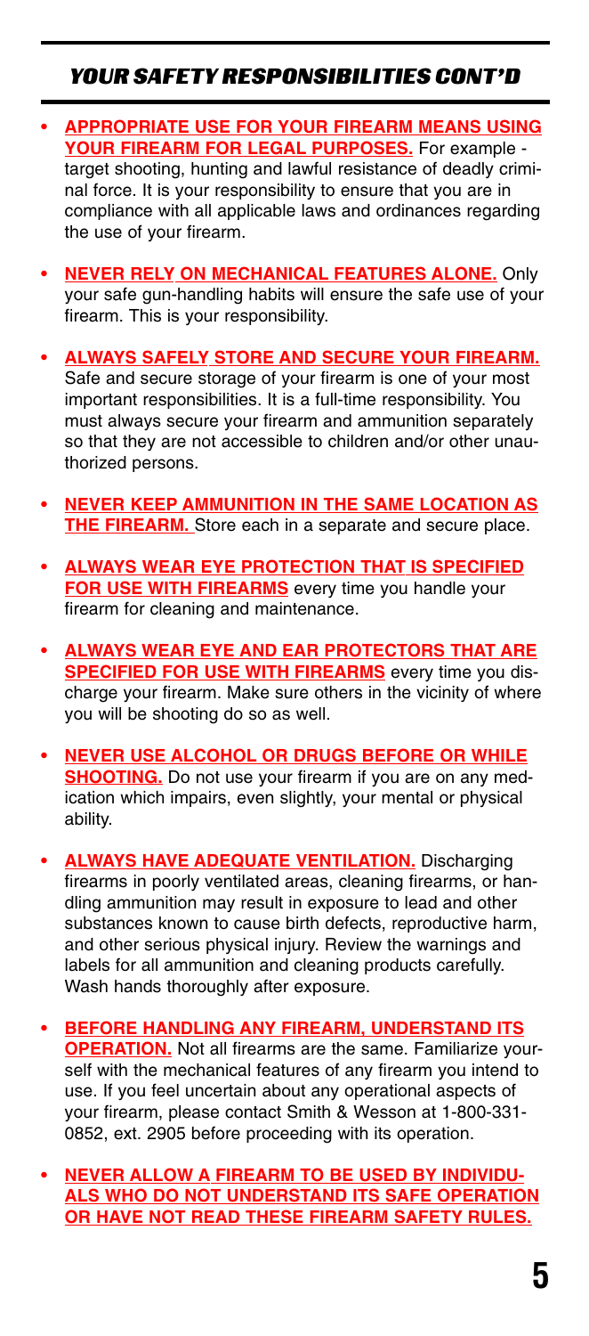## YOUR SAFETY RESPONSIBILITIES CONT'D

- **APPROPRIATE USE FOR YOUR FIREARM MEANS USING YOUR FIREARM FOR LEGAL PURPOSES.** For example - target shooting, hunting and lawful resistance of deadly criminal force. It is your responsibility to ensure that you are in compliance with all applicable laws and ordinances regarding the use of your firearm.

- **NEVER RELY ON MECHANICAL FEATURES ALONE.** Only your safe gun-handling habits will ensure the safe use of your firearm. This is your responsibility.

- **ALWAYS SAFELY STORE AND SECURE YOUR FIREARM.** Safe and secure storage of your firearm is one of your most important responsibilities. It is a full-time responsibility. You must always secure your firearm and ammunition separately so that they are not accessible to children and/or other unauthorized persons.

- **NEVER KEEP AMMUNITION IN THE SAME LOCATION AS THE FIREARM.** Store each in a separate and secure place.

- **ALWAYS WEAR EYE PROTECTION THAT IS SPECIFIED FOR USE WITH FIREARMS** every time you handle your firearm for cleaning and maintenance.

- **ALWAYS WEAR EYE AND EAR PROTECTORS THAT ARE SPECIFIED FOR USE WITH FIREARMS** every time you discharge your firearm. Make sure others in the vicinity of where you will be shooting do so as well.

- **NEVER USE ALCOHOL OR DRUGS BEFORE OR WHILE SHOOTING.** Do not use your firearm if you are on any medication which impairs, even slightly, your mental or physical ability.

- **ALWAYS HAVE ADEQUATE VENTILATION.** Discharging firearms in poorly ventilated areas, cleaning firearms, or handling ammunition may result in exposure to lead and other substances known to cause birth defects, reproductive harm, and other serious physical injury. Review the warnings and labels for all ammunition and cleaning products carefully. Wash hands thoroughly after exposure.

- **BEFORE HANDLING ANY FIREARM, UNDERSTAND ITS OPERATION.** Not all firearms are the same. Familiarize yourself with the mechanical features of any firearm you intend to use. If you feel uncertain about any operational aspects of your firearm, please contact Smith & Wesson at 1-800-331-0852, ext. 2905 before proceeding with its operation.

- **NEVER ALLOW A FIREARM TO BE USED BY INDIVIDUALS WHO DO NOT UNDERSTAND ITS SAFE OPERATION OR HAVE NOT READ THESE FIREARM SAFETY RULES.**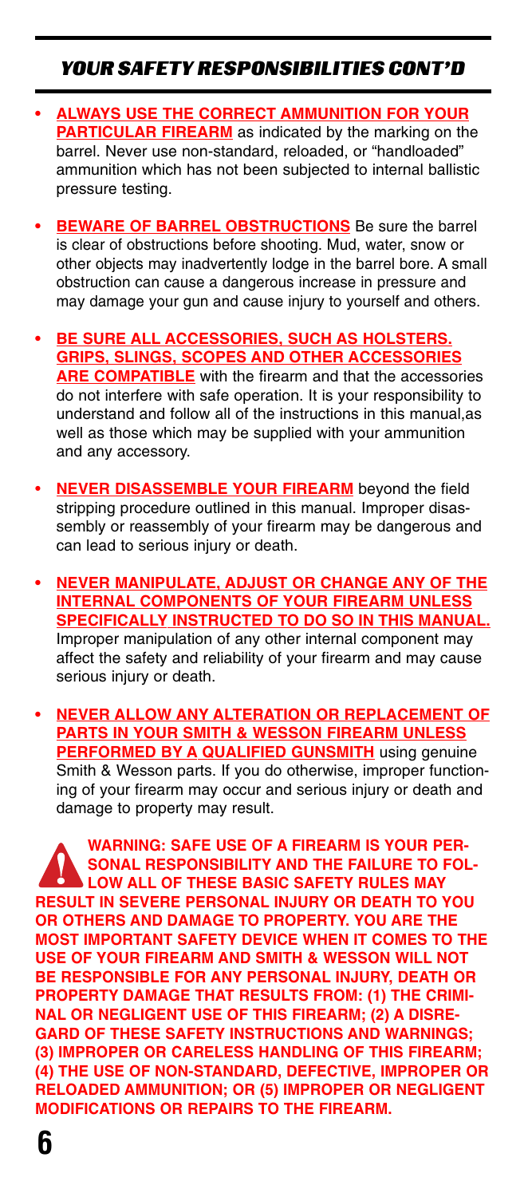## YOUR SAFETY RESPONSIBILITIES CONT'D

- **ALWAYS USE THE CORRECT AMMUNITION FOR YOUR PARTICULAR FIREARM** as indicated by the marking on the barrel. Never use non-standard, reloaded, or "handloaded" ammunition which has not been subjected to internal ballistic pressure testing.

- **BEWARE OF BARREL OBSTRUCTIONS** Be sure the barrel is clear of obstructions before shooting. Mud, water, snow or other objects may inadvertently lodge in the barrel bore. A small obstruction can cause a dangerous increase in pressure and may damage your gun and cause injury to yourself and others.

- **BE SURE ALL ACCESSORIES, SUCH AS HOLSTERS. GRIPS, SLINGS, SCOPES AND OTHER ACCESSORIES ARE COMPATIBLE** with the firearm and that the accessories do not interfere with safe operation. It is your responsibility to understand and follow all of the instructions in this manual,as well as those which may be supplied with your ammunition and any accessory.

- **NEVER DISASSEMBLE YOUR FIREARM** beyond the field stripping procedure outlined in this manual. Improper disassembly or reassembly of your firearm may be dangerous and can lead to serious injury or death.

- **NEVER MANIPULATE, ADJUST OR CHANGE ANY OF THE INTERNAL COMPONENTS OF YOUR FIREARM UNLESS SPECIFICALLY INSTRUCTED TO DO SO IN THIS MANUAL.** Improper manipulation of any other internal component may affect the safety and reliability of your firearm and may cause serious injury or death.

- **NEVER ALLOW ANY ALTERATION OR REPLACEMENT OF PARTS IN YOUR SMITH & WESSON FIREARM UNLESS PERFORMED BY A QUALIFIED GUNSMITH** using genuine Smith & Wesson parts. If you do otherwise, improper functioning of your firearm may occur and serious injury or death and damage to property may result.

**WARNING: SAFE USE OF A FIREARM IS YOUR PERSONAL RESPONSIBILITY AND THE FAILURE TO FOLLOW ALL OF THESE BASIC SAFETY RULES MAY RESULT IN SEVERE PERSONAL INJURY OR DEATH TO YOU OR OTHERS AND DAMAGE TO PROPERTY. YOU ARE THE MOST IMPORTANT SAFETY DEVICE WHEN IT COMES TO THE USE OF YOUR FIREARM AND SMITH & WESSON WILL NOT BE RESPONSIBLE FOR ANY PERSONAL INJURY, DEATH OR PROPERTY DAMAGE THAT RESULTS FROM: (1) THE CRIMINAL OR NEGLIGENT USE OF THIS FIREARM; (2) A DISREGARD OF THESE SAFETY INSTRUCTIONS AND WARNINGS; (3) IMPROPER OR CARELESS HANDLING OF THIS FIREARM; (4) THE USE OF NON-STANDARD, DEFECTIVE, IMPROPER OR RELOADED AMMUNITION; OR (5) IMPROPER OR NEGLIGENT MODIFICATIONS OR REPAIRS TO THE FIREARM.**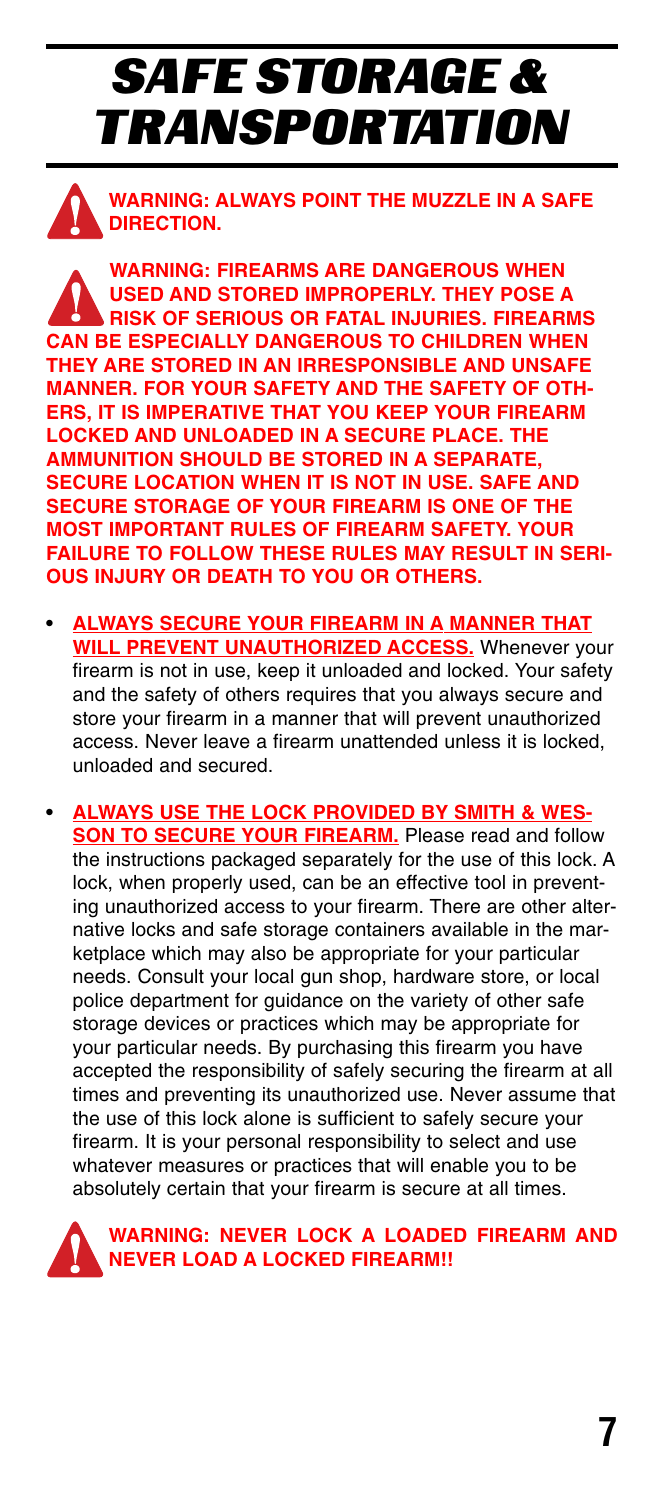# SAFE STORAGE & TRANSPORTATION

**WARNING: ALWAYS POINT THE MUZZLE IN A SAFE DIRECTION.**

**WARNING: FIREARMS ARE DANGEROUS WHEN USED AND STORED IMPROPERLY. THEY POSE A RISK OF SERIOUS OR FATAL INJURIES. FIREARMS CAN BE ESPECIALLY DANGEROUS TO CHILDREN WHEN THEY ARE STORED IN AN IRRESPONSIBLE AND UNSAFE MANNER. FOR YOUR SAFETY AND THE SAFETY OF OTHERS, IT IS IMPERATIVE THAT YOU KEEP YOUR FIREARM LOCKED AND UNLOADED IN A SECURE PLACE. THE AMMUNITION SHOULD BE STORED IN A SEPARATE, SECURE LOCATION WHEN IT IS NOT IN USE. SAFE AND SECURE STORAGE OF YOUR FIREARM IS ONE OF THE MOST IMPORTANT RULES OF FIREARM SAFETY. YOUR FAILURE TO FOLLOW THESE RULES MAY RESULT IN SERIOUS INJURY OR DEATH TO YOU OR OTHERS.**

- **ALWAYS SECURE YOUR FIREARM IN A MANNER THAT WILL PREVENT UNAUTHORIZED ACCESS.** Whenever your firearm is not in use, keep it unloaded and locked. Your safety and the safety of others requires that you always secure and store your firearm in a manner that will prevent unauthorized access. Never leave a firearm unattended unless it is locked, unloaded and secured.

- **ALWAYS USE THE LOCK PROVIDED BY SMITH & WESSON TO SECURE YOUR FIREARM.** Please read and follow the instructions packaged separately for the use of this lock. A lock, when properly used, can be an effective tool in preventing unauthorized access to your firearm. There are other alternative locks and safe storage containers available in the marketplace which may also be appropriate for your particular needs. Consult your local gun shop, hardware store, or local police department for guidance on the variety of other safe storage devices or practices which may be appropriate for your particular needs. By purchasing this firearm you have accepted the responsibility of safely securing the firearm at all times and preventing its unauthorized use. Never assume that the use of this lock alone is sufficient to safely secure your firearm. It is your personal responsibility to select and use whatever measures or practices that will enable you to be absolutely certain that your firearm is secure at all times.

**WARNING: NEVER LOCK A LOADED FIREARM AND NEVER LOAD A LOCKED FIREARM!!**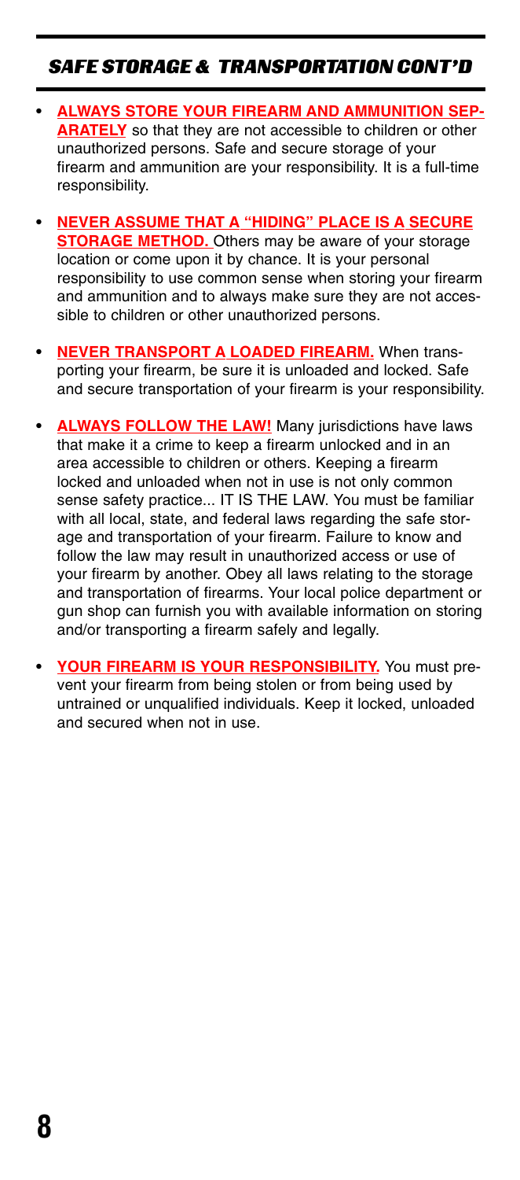## *SAFE STORAGE & TRANSPORTATION CONT'D*

- **ALWAYS STORE YOUR FIREARM AND AMMUNITION SEPARATELY** so that they are not accessible to children or other unauthorized persons. Safe and secure storage of your firearm and ammunition are your responsibility. It is a full-time responsibility.
- **NEVER ASSUME THAT A "HIDING" PLACE IS A SECURE STORAGE METHOD.** Others may be aware of your storage location or come upon it by chance. It is your personal responsibility to use common sense when storing your firearm and ammunition and to always make sure they are not accessible to children or other unauthorized persons.
- **NEVER TRANSPORT A LOADED FIREARM.** When transporting your firearm, be sure it is unloaded and locked. Safe and secure transportation of your firearm is your responsibility.
- **ALWAYS FOLLOW THE LAW!** Many jurisdictions have laws that make it a crime to keep a firearm unlocked and in an area accessible to children or others. Keeping a firearm locked and unloaded when not in use is not only common sense safety practice... IT IS THE LAW. You must be familiar with all local, state, and federal laws regarding the safe storage and transportation of your firearm. Failure to know and follow the law may result in unauthorized access or use of your firearm by another. Obey all laws relating to the storage and transportation of firearms. Your local police department or gun shop can furnish you with available information on storing and/or transporting a firearm safely and legally.
- **YOUR FIREARM IS YOUR RESPONSIBILITY.** You must prevent your firearm from being stolen or from being used by untrained or unqualified individuals. Keep it locked, unloaded and secured when not in use.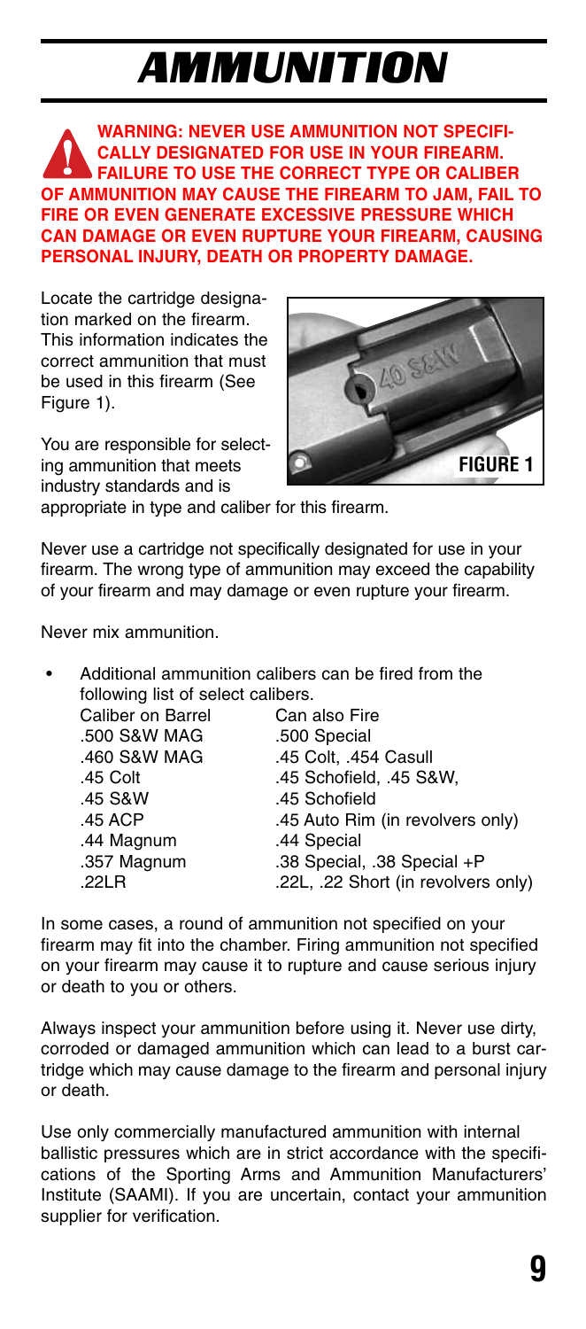# AMMUNITION

**WARNING: NEVER USE AMMUNITION NOT SPECIFICALLY DESIGNATED FOR USE IN YOUR FIREARM. FAILURE TO USE THE CORRECT TYPE OR CALIBER OF AMMUNITION MAY CAUSE THE FIREARM TO JAM, FAIL TO FIRE OR EVEN GENERATE EXCESSIVE PRESSURE WHICH CAN DAMAGE OR EVEN RUPTURE YOUR FIREARM, CAUSING PERSONAL INJURY, DEATH OR PROPERTY DAMAGE.**

Locate the cartridge designation marked on the firearm. This information indicates the correct ammunition that must be used in this firearm (See Figure 1).

**FIGURE 1**

You are responsible for selecting ammunition that meets industry standards and is appropriate in type and caliber for this firearm.

Never use a cartridge not specifically designated for use in your firearm. The wrong type of ammunition may exceed the capability of your firearm and may damage or even rupture your firearm.

Never mix ammunition.

- Additional ammunition calibers can be fired from the following list of select calibers.

| Caliber on Barrel | Can also Fire |
|---|---|
| .500 S&W MAG | .500 Special |
| .460 S&W MAG | .45 Colt, .454 Casull |
| .45 Colt | .45 Schofield, .45 S&W, |
| .45 S&W | .45 Schofield |
| .45 ACP | .45 Auto Rim (in revolvers only) |
| .44 Magnum | .44 Special |
| .357 Magnum | .38 Special, .38 Special +P |
| .22LR | .22L, .22 Short (in revolvers only) |

In some cases, a round of ammunition not specified on your firearm may fit into the chamber. Firing ammunition not specified on your firearm may cause it to rupture and cause serious injury or death to you or others.

Always inspect your ammunition before using it. Never use dirty, corroded or damaged ammunition which can lead to a burst cartridge which may cause damage to the firearm and personal injury or death.

Use only commercially manufactured ammunition with internal ballistic pressures which are in strict accordance with the specifications of the Sporting Arms and Ammunition Manufacturers' Institute (SAAMI). If you are uncertain, contact your ammunition supplier for verification.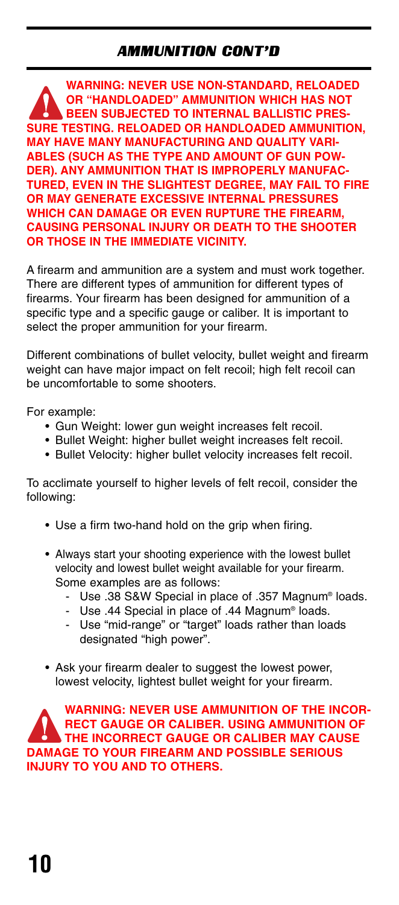## AMMUNITION CONT'D

**WARNING: NEVER USE NON-STANDARD, RELOADED OR "HANDLOADED" AMMUNITION WHICH HAS NOT BEEN SUBJECTED TO INTERNAL BALLISTIC PRESSURE TESTING. RELOADED OR HANDLOADED AMMUNITION, MAY HAVE MANY MANUFACTURING AND QUALITY VARIABLES (SUCH AS THE TYPE AND AMOUNT OF GUN POWDER). ANY AMMUNITION THAT IS IMPROPERLY MANUFACTURED, EVEN IN THE SLIGHTEST DEGREE, MAY FAIL TO FIRE OR MAY GENERATE EXCESSIVE INTERNAL PRESSURES WHICH CAN DAMAGE OR EVEN RUPTURE THE FIREARM, CAUSING PERSONAL INJURY OR DEATH TO THE SHOOTER OR THOSE IN THE IMMEDIATE VICINITY.**

A firearm and ammunition are a system and must work together. There are different types of ammunition for different types of firearms. Your firearm has been designed for ammunition of a specific type and a specific gauge or caliber. It is important to select the proper ammunition for your firearm.

Different combinations of bullet velocity, bullet weight and firearm weight can have major impact on felt recoil; high felt recoil can be uncomfortable to some shooters.

For example:

- Gun Weight: lower gun weight increases felt recoil.
- Bullet Weight: higher bullet weight increases felt recoil.
- Bullet Velocity: higher bullet velocity increases felt recoil.

To acclimate yourself to higher levels of felt recoil, consider the following:

- Use a firm two-hand hold on the grip when firing.
- Always start your shooting experience with the lowest bullet velocity and lowest bullet weight available for your firearm. Some examples are as follows:
  - Use .38 S&W Special in place of .357 Magnum® loads.
  - Use .44 Special in place of .44 Magnum® loads.
  - Use "mid-range" or "target" loads rather than loads designated "high power".
- Ask your firearm dealer to suggest the lowest power, lowest velocity, lightest bullet weight for your firearm.

**WARNING: NEVER USE AMMUNITION OF THE INCORRECT GAUGE OR CALIBER. USING AMMUNITION OF THE INCORRECT GAUGE OR CALIBER MAY CAUSE DAMAGE TO YOUR FIREARM AND POSSIBLE SERIOUS INJURY TO YOU AND TO OTHERS.**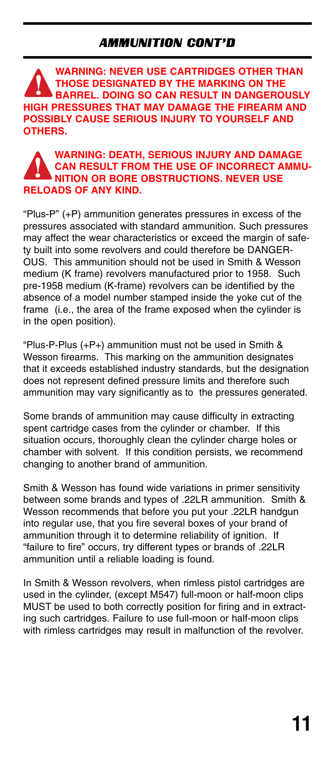## AMMUNITION CONT'D

**WARNING: NEVER USE CARTRIDGES OTHER THAN THOSE DESIGNATED BY THE MARKING ON THE BARREL. DOING SO CAN RESULT IN DANGEROUSLY HIGH PRESSURES THAT MAY DAMAGE THE FIREARM AND POSSIBLY CAUSE SERIOUS INJURY TO YOURSELF AND OTHERS.**

**WARNING: DEATH, SERIOUS INJURY AND DAMAGE CAN RESULT FROM THE USE OF INCORRECT AMMUNITION OR BORE OBSTRUCTIONS. NEVER USE RELOADS OF ANY KIND.**

"Plus-P" (+P) ammunition generates pressures in excess of the pressures associated with standard ammunition. Such pressures may affect the wear characteristics or exceed the margin of safety built into some revolvers and could therefore be DANGEROUS. This ammunition should not be used in Smith & Wesson medium (K frame) revolvers manufactured prior to 1958. Such pre-1958 medium (K-frame) revolvers can be identified by the absence of a model number stamped inside the yoke cut of the frame (i.e., the area of the frame exposed when the cylinder is in the open position).

"Plus-P-Plus (+P+) ammunition must not be used in Smith & Wesson firearms. This marking on the ammunition designates that it exceeds established industry standards, but the designation does not represent defined pressure limits and therefore such ammunition may vary significantly as to the pressures generated.

Some brands of ammunition may cause difficulty in extracting spent cartridge cases from the cylinder or chamber. If this situation occurs, thoroughly clean the cylinder charge holes or chamber with solvent. If this condition persists, we recommend changing to another brand of ammunition.

Smith & Wesson has found wide variations in primer sensitivity between some brands and types of .22LR ammunition. Smith & Wesson recommends that before you put your .22LR handgun into regular use, that you fire several boxes of your brand of ammunition through it to determine reliability of ignition. If "failure to fire" occurs, try different types or brands of .22LR ammunition until a reliable loading is found.

In Smith & Wesson revolvers, when rimless pistol cartridges are used in the cylinder, (except M547) full-moon or half-moon clips MUST be used to both correctly position for firing and in extracting such cartridges. Failure to use full-moon or half-moon clips with rimless cartridges may result in malfunction of the revolver.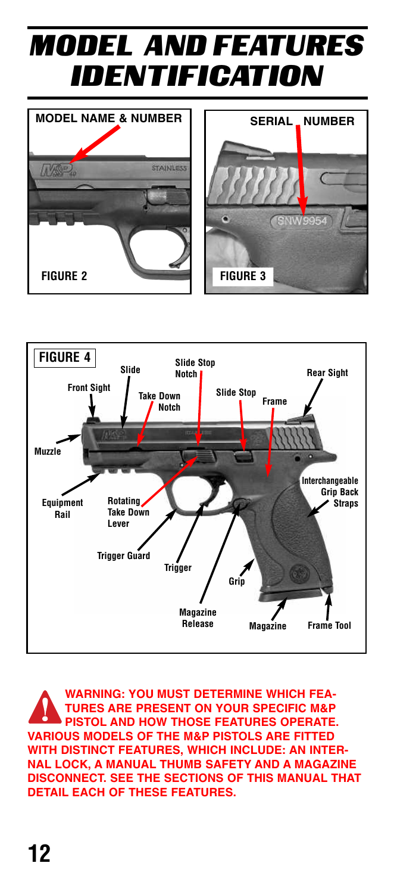# MODEL AND FEATURES IDENTIFICATION

MODEL NAME & NUMBER

FIGURE 2

SERIAL NUMBER

FIGURE 3

FIGURE 4

Slide, Slide Stop Notch, Rear Sight, Front Sight, Take Down Notch, Slide Stop, Frame, Muzzle, Interchangeable Grip Back Straps, Equipment Rail, Rotating Take Down Lever, Trigger Guard, Trigger, Grip, Magazine Release, Magazine, Frame Tool

**WARNING: YOU MUST DETERMINE WHICH FEATURES ARE PRESENT ON YOUR SPECIFIC M&P PISTOL AND HOW THOSE FEATURES OPERATE. VARIOUS MODELS OF THE M&P PISTOLS ARE FITTED WITH DISTINCT FEATURES, WHICH INCLUDE: AN INTERNAL LOCK, A MANUAL THUMB SAFETY AND A MAGAZINE DISCONNECT. SEE THE SECTIONS OF THIS MANUAL THAT DETAIL EACH OF THESE FEATURES.**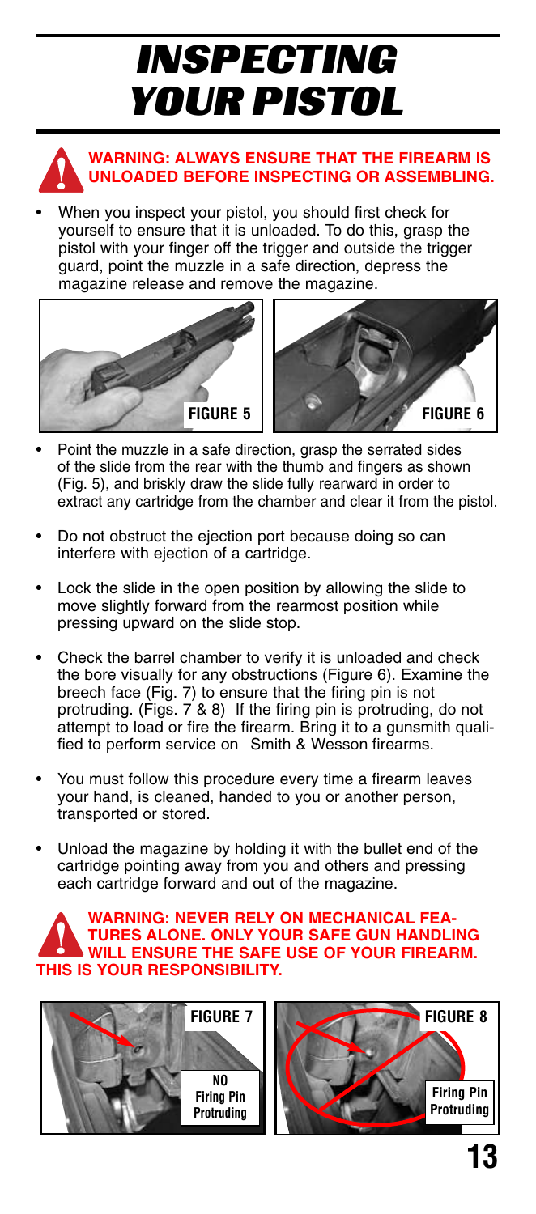# INSPECTING YOUR PISTOL

**WARNING: ALWAYS ENSURE THAT THE FIREARM IS UNLOADED BEFORE INSPECTING OR ASSEMBLING.**

- When you inspect your pistol, you should first check for yourself to ensure that it is unloaded. To do this, grasp the pistol with your finger off the trigger and outside the trigger guard, point the muzzle in a safe direction, depress the magazine release and remove the magazine.

FIGURE 5

FIGURE 6

- Point the muzzle in a safe direction, grasp the serrated sides of the slide from the rear with the thumb and fingers as shown (Fig. 5), and briskly draw the slide fully rearward in order to extract any cartridge from the chamber and clear it from the pistol.
- Do not obstruct the ejection port because doing so can interfere with ejection of a cartridge.
- Lock the slide in the open position by allowing the slide to move slightly forward from the rearmost position while pressing upward on the slide stop.
- Check the barrel chamber to verify it is unloaded and check the bore visually for any obstructions (Figure 6). Examine the breech face (Fig. 7) to ensure that the firing pin is not protruding. (Figs. 7 & 8) If the firing pin is protruding, do not attempt to load or fire the firearm. Bring it to a gunsmith qualified to perform service on Smith & Wesson firearms.
- You must follow this procedure every time a firearm leaves your hand, is cleaned, handed to you or another person, transported or stored.
- Unload the magazine by holding it with the bullet end of the cartridge pointing away from you and others and pressing each cartridge forward and out of the magazine.

**WARNING: NEVER RELY ON MECHANICAL FEATURES ALONE. ONLY YOUR SAFE GUN HANDLING WILL ENSURE THE SAFE USE OF YOUR FIREARM. THIS IS YOUR RESPONSIBILITY.**

FIGURE 7

NO Firing Pin Protruding

FIGURE 8

Firing Pin Protruding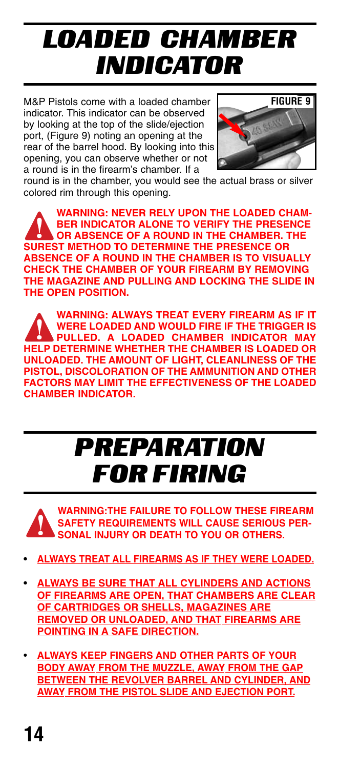# LOADED CHAMBER INDICATOR

M&P Pistols come with a loaded chamber indicator. This indicator can be observed by looking at the top of the slide/ejection port, (Figure 9) noting an opening at the rear of the barrel hood. By looking into this opening, you can observe whether or not a round is in the firearm's chamber. If a round is in the chamber, you would see the actual brass or silver colored rim through this opening.

FIGURE 9

**WARNING: NEVER RELY UPON THE LOADED CHAMBER INDICATOR ALONE TO VERIFY THE PRESENCE OR ABSENCE OF A ROUND IN THE CHAMBER. THE SUREST METHOD TO DETERMINE THE PRESENCE OR ABSENCE OF A ROUND IN THE CHAMBER IS TO VISUALLY CHECK THE CHAMBER OF YOUR FIREARM BY REMOVING THE MAGAZINE AND PULLING AND LOCKING THE SLIDE IN THE OPEN POSITION.**

**WARNING: ALWAYS TREAT EVERY FIREARM AS IF IT WERE LOADED AND WOULD FIRE IF THE TRIGGER IS PULLED. A LOADED CHAMBER INDICATOR MAY HELP DETERMINE WHETHER THE CHAMBER IS LOADED OR UNLOADED. THE AMOUNT OF LIGHT, CLEANLINESS OF THE PISTOL, DISCOLORATION OF THE AMMUNITION AND OTHER FACTORS MAY LIMIT THE EFFECTIVENESS OF THE LOADED CHAMBER INDICATOR.**

# PREPARATION FOR FIRING

**WARNING:THE FAILURE TO FOLLOW THESE FIREARM SAFETY REQUIREMENTS WILL CAUSE SERIOUS PERSONAL INJURY OR DEATH TO YOU OR OTHERS.**

- **ALWAYS TREAT ALL FIREARMS AS IF THEY WERE LOADED.**
- **ALWAYS BE SURE THAT ALL CYLINDERS AND ACTIONS OF FIREARMS ARE OPEN, THAT CHAMBERS ARE CLEAR OF CARTRIDGES OR SHELLS, MAGAZINES ARE REMOVED OR UNLOADED, AND THAT FIREARMS ARE POINTING IN A SAFE DIRECTION.**
- **ALWAYS KEEP FINGERS AND OTHER PARTS OF YOUR BODY AWAY FROM THE MUZZLE, AWAY FROM THE GAP BETWEEN THE REVOLVER BARREL AND CYLINDER, AND AWAY FROM THE PISTOL SLIDE AND EJECTION PORT.**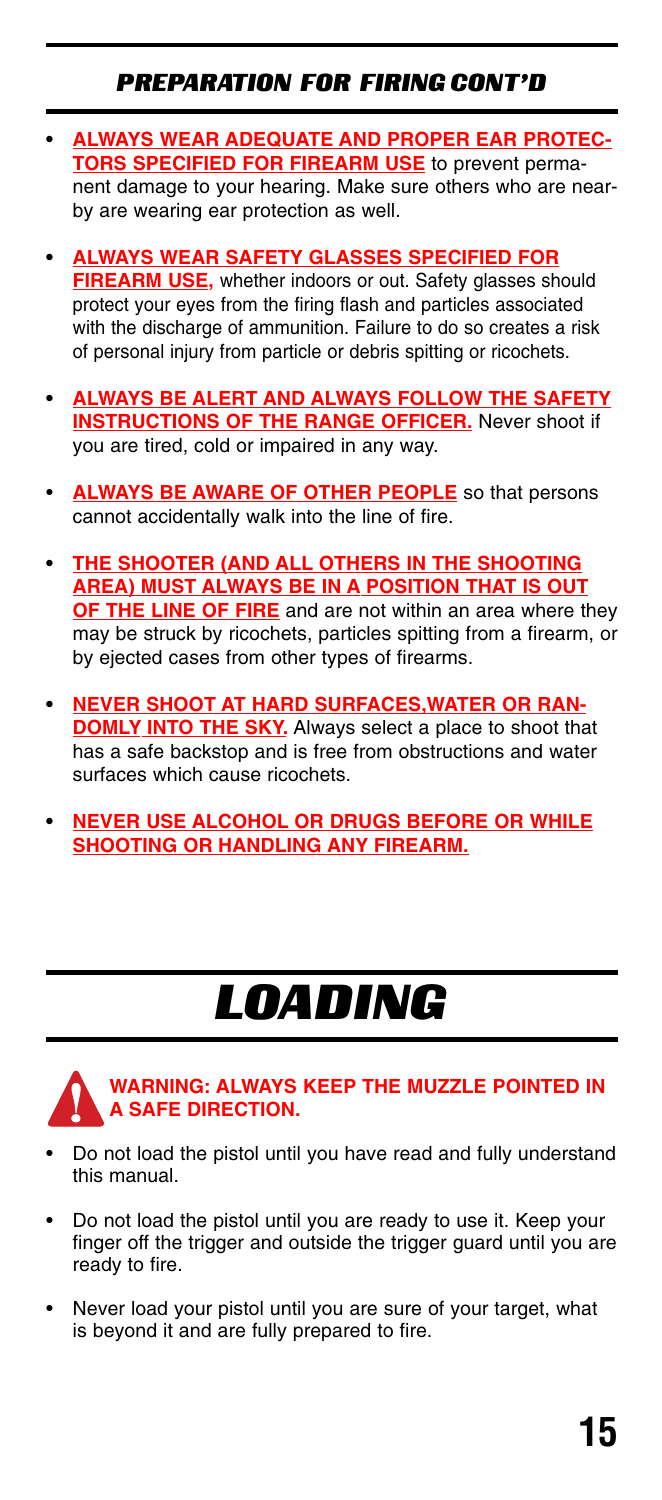## PREPARATION FOR FIRING CONT'D

- **ALWAYS WEAR ADEQUATE AND PROPER EAR PROTECTORS SPECIFIED FOR FIREARM USE** to prevent permanent damage to your hearing. Make sure others who are nearby are wearing ear protection as well.
- **ALWAYS WEAR SAFETY GLASSES SPECIFIED FOR FIREARM USE,** whether indoors or out. Safety glasses should protect your eyes from the firing flash and particles associated with the discharge of ammunition. Failure to do so creates a risk of personal injury from particle or debris spitting or ricochets.
- **ALWAYS BE ALERT AND ALWAYS FOLLOW THE SAFETY INSTRUCTIONS OF THE RANGE OFFICER.** Never shoot if you are tired, cold or impaired in any way.
- **ALWAYS BE AWARE OF OTHER PEOPLE** so that persons cannot accidentally walk into the line of fire.
- **THE SHOOTER (AND ALL OTHERS IN THE SHOOTING AREA) MUST ALWAYS BE IN A POSITION THAT IS OUT OF THE LINE OF FIRE** and are not within an area where they may be struck by ricochets, particles spitting from a firearm, or by ejected cases from other types of firearms.
- **NEVER SHOOT AT HARD SURFACES,WATER OR RANDOMLY INTO THE SKY.** Always select a place to shoot that has a safe backstop and is free from obstructions and water surfaces which cause ricochets.
- **NEVER USE ALCOHOL OR DRUGS BEFORE OR WHILE SHOOTING OR HANDLING ANY FIREARM.**

# LOADING

**WARNING: ALWAYS KEEP THE MUZZLE POINTED IN A SAFE DIRECTION.**

- Do not load the pistol until you have read and fully understand this manual.
- Do not load the pistol until you are ready to use it. Keep your finger off the trigger and outside the trigger guard until you are ready to fire.
- Never load your pistol until you are sure of your target, what is beyond it and are fully prepared to fire.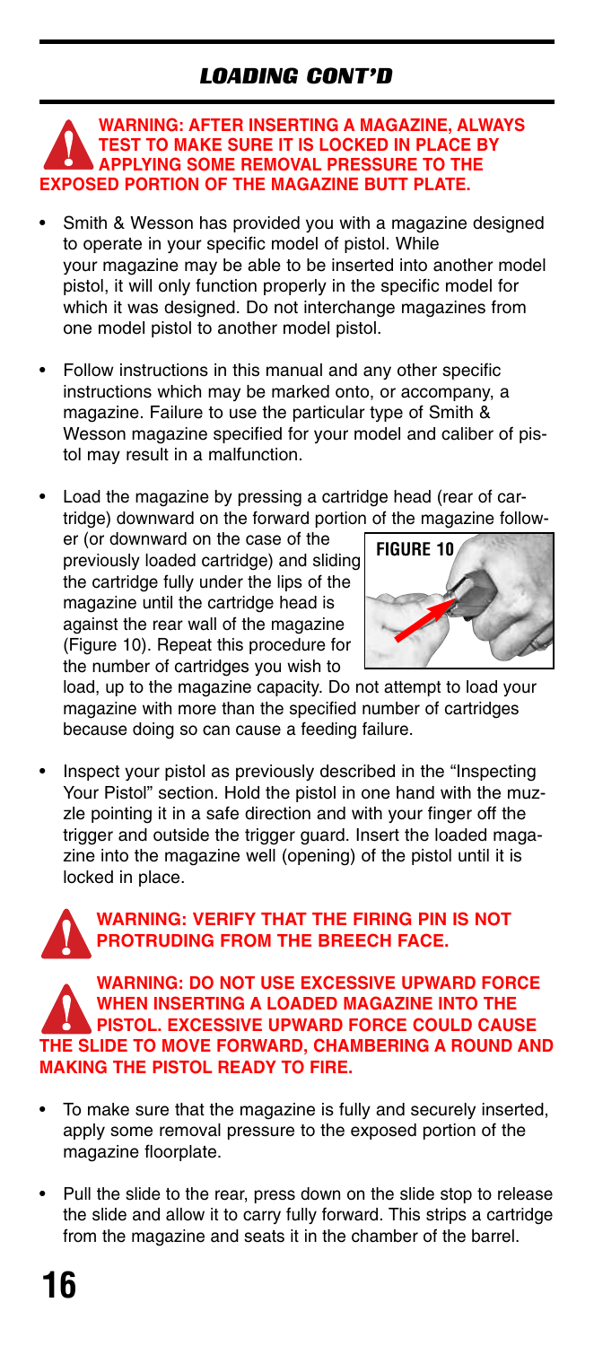## LOADING CONT'D

**WARNING: AFTER INSERTING A MAGAZINE, ALWAYS TEST TO MAKE SURE IT IS LOCKED IN PLACE BY APPLYING SOME REMOVAL PRESSURE TO THE EXPOSED PORTION OF THE MAGAZINE BUTT PLATE.**

- Smith & Wesson has provided you with a magazine designed to operate in your specific model of pistol. While your magazine may be able to be inserted into another model pistol, it will only function properly in the specific model for which it was designed. Do not interchange magazines from one model pistol to another model pistol.

- Follow instructions in this manual and any other specific instructions which may be marked onto, or accompany, a magazine. Failure to use the particular type of Smith & Wesson magazine specified for your model and caliber of pistol may result in a malfunction.

- Load the magazine by pressing a cartridge head (rear of cartridge) downward on the forward portion of the magazine follower (or downward on the case of the previously loaded cartridge) and sliding the cartridge fully under the lips of the magazine until the cartridge head is against the rear wall of the magazine (Figure 10). Repeat this procedure for the number of cartridges you wish to load, up to the magazine capacity. Do not attempt to load your magazine with more than the specified number of cartridges because doing so can cause a feeding failure.

FIGURE 10

- Inspect your pistol as previously described in the "Inspecting Your Pistol" section. Hold the pistol in one hand with the muzzle pointing it in a safe direction and with your finger off the trigger and outside the trigger guard. Insert the loaded magazine into the magazine well (opening) of the pistol until it is locked in place.

**WARNING: VERIFY THAT THE FIRING PIN IS NOT PROTRUDING FROM THE BREECH FACE.**

**WARNING: DO NOT USE EXCESSIVE UPWARD FORCE WHEN INSERTING A LOADED MAGAZINE INTO THE PISTOL. EXCESSIVE UPWARD FORCE COULD CAUSE THE SLIDE TO MOVE FORWARD, CHAMBERING A ROUND AND MAKING THE PISTOL READY TO FIRE.**

- To make sure that the magazine is fully and securely inserted, apply some removal pressure to the exposed portion of the magazine floorplate.

- Pull the slide to the rear, press down on the slide stop to release the slide and allow it to carry fully forward. This strips a cartridge from the magazine and seats it in the chamber of the barrel.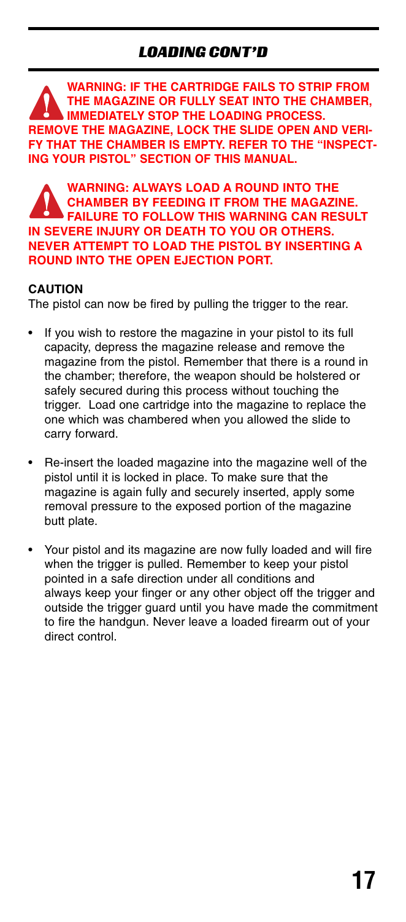## LOADING CONT'D

**WARNING: IF THE CARTRIDGE FAILS TO STRIP FROM THE MAGAZINE OR FULLY SEAT INTO THE CHAMBER, IMMEDIATELY STOP THE LOADING PROCESS. REMOVE THE MAGAZINE, LOCK THE SLIDE OPEN AND VERIFY THAT THE CHAMBER IS EMPTY. REFER TO THE "INSPECTING YOUR PISTOL" SECTION OF THIS MANUAL.**

**WARNING: ALWAYS LOAD A ROUND INTO THE CHAMBER BY FEEDING IT FROM THE MAGAZINE. FAILURE TO FOLLOW THIS WARNING CAN RESULT IN SEVERE INJURY OR DEATH TO YOU OR OTHERS. NEVER ATTEMPT TO LOAD THE PISTOL BY INSERTING A ROUND INTO THE OPEN EJECTION PORT.**

**CAUTION**

The pistol can now be fired by pulling the trigger to the rear.

- If you wish to restore the magazine in your pistol to its full capacity, depress the magazine release and remove the magazine from the pistol. Remember that there is a round in the chamber; therefore, the weapon should be holstered or safely secured during this process without touching the trigger. Load one cartridge into the magazine to replace the one which was chambered when you allowed the slide to carry forward.
- Re-insert the loaded magazine into the magazine well of the pistol until it is locked in place. To make sure that the magazine is again fully and securely inserted, apply some removal pressure to the exposed portion of the magazine butt plate.
- Your pistol and its magazine are now fully loaded and will fire when the trigger is pulled. Remember to keep your pistol pointed in a safe direction under all conditions and always keep your finger or any other object off the trigger and outside the trigger guard until you have made the commitment to fire the handgun. Never leave a loaded firearm out of your direct control.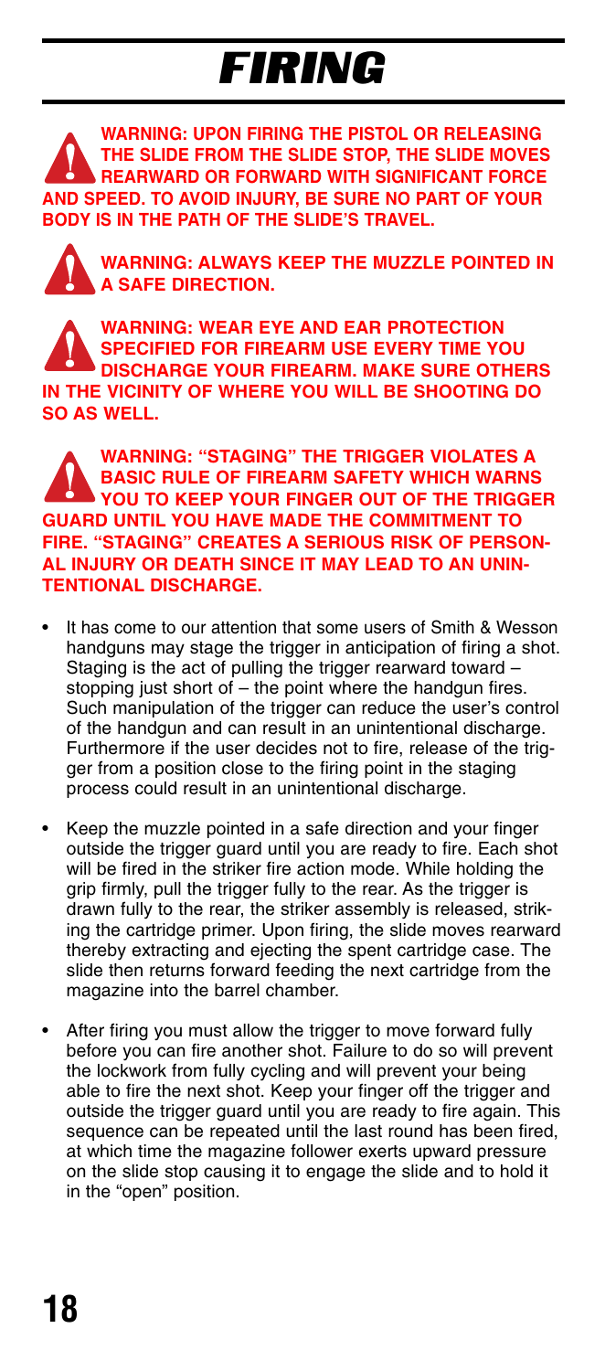# FIRING

**WARNING: UPON FIRING THE PISTOL OR RELEASING THE SLIDE FROM THE SLIDE STOP, THE SLIDE MOVES REARWARD OR FORWARD WITH SIGNIFICANT FORCE AND SPEED. TO AVOID INJURY, BE SURE NO PART OF YOUR BODY IS IN THE PATH OF THE SLIDE'S TRAVEL.**

**WARNING: ALWAYS KEEP THE MUZZLE POINTED IN A SAFE DIRECTION.**

**WARNING: WEAR EYE AND EAR PROTECTION SPECIFIED FOR FIREARM USE EVERY TIME YOU DISCHARGE YOUR FIREARM. MAKE SURE OTHERS IN THE VICINITY OF WHERE YOU WILL BE SHOOTING DO SO AS WELL.**

**WARNING: "STAGING" THE TRIGGER VIOLATES A BASIC RULE OF FIREARM SAFETY WHICH WARNS YOU TO KEEP YOUR FINGER OUT OF THE TRIGGER GUARD UNTIL YOU HAVE MADE THE COMMITMENT TO FIRE. "STAGING" CREATES A SERIOUS RISK OF PERSONAL INJURY OR DEATH SINCE IT MAY LEAD TO AN UNINTENTIONAL DISCHARGE.**

- It has come to our attention that some users of Smith & Wesson handguns may stage the trigger in anticipation of firing a shot. Staging is the act of pulling the trigger rearward toward – stopping just short of – the point where the handgun fires. Such manipulation of the trigger can reduce the user's control of the handgun and can result in an unintentional discharge. Furthermore if the user decides not to fire, release of the trigger from a position close to the firing point in the staging process could result in an unintentional discharge.

- Keep the muzzle pointed in a safe direction and your finger outside the trigger guard until you are ready to fire. Each shot will be fired in the striker fire action mode. While holding the grip firmly, pull the trigger fully to the rear. As the trigger is drawn fully to the rear, the striker assembly is released, striking the cartridge primer. Upon firing, the slide moves rearward thereby extracting and ejecting the spent cartridge case. The slide then returns forward feeding the next cartridge from the magazine into the barrel chamber.

- After firing you must allow the trigger to move forward fully before you can fire another shot. Failure to do so will prevent the lockwork from fully cycling and will prevent your being able to fire the next shot. Keep your finger off the trigger and outside the trigger guard until you are ready to fire again. This sequence can be repeated until the last round has been fired, at which time the magazine follower exerts upward pressure on the slide stop causing it to engage the slide and to hold it in the "open" position.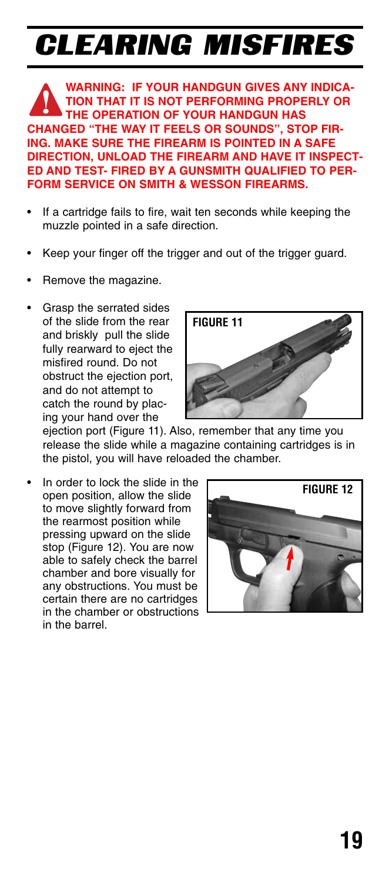# CLEARING MISFIRES

**WARNING: IF YOUR HANDGUN GIVES ANY INDICATION THAT IT IS NOT PERFORMING PROPERLY OR THE OPERATION OF YOUR HANDGUN HAS CHANGED "THE WAY IT FEELS OR SOUNDS", STOP FIRING. MAKE SURE THE FIREARM IS POINTED IN A SAFE DIRECTION, UNLOAD THE FIREARM AND HAVE IT INSPECTED AND TEST- FIRED BY A GUNSMITH QUALIFIED TO PERFORM SERVICE ON SMITH & WESSON FIREARMS.**

- If a cartridge fails to fire, wait ten seconds while keeping the muzzle pointed in a safe direction.
- Keep your finger off the trigger and out of the trigger guard.
- Remove the magazine.
- Grasp the serrated sides of the slide from the rear and briskly pull the slide fully rearward to eject the misfired round. Do not obstruct the ejection port, and do not attempt to catch the round by placing your hand over the ejection port (Figure 11). Also, remember that any time you release the slide while a magazine containing cartridges is in the pistol, you will have reloaded the chamber.

FIGURE 11

- In order to lock the slide in the open position, allow the slide to move slightly forward from the rearmost position while pressing upward on the slide stop (Figure 12). You are now able to safely check the barrel chamber and bore visually for any obstructions. You must be certain there are no cartridges in the chamber or obstructions in the barrel.

FIGURE 12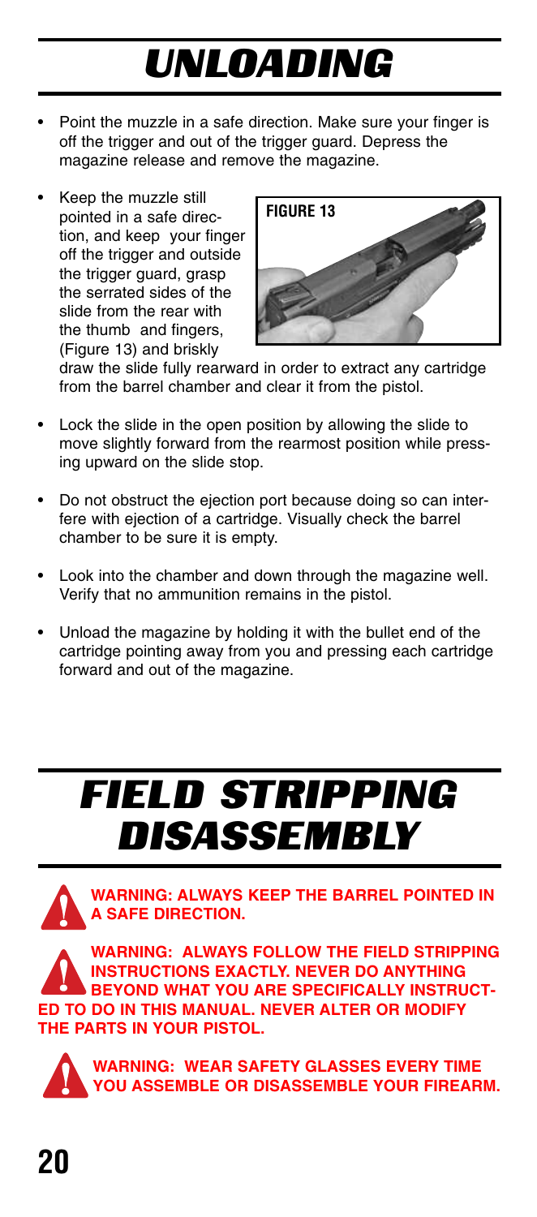# UNLOADING

- Point the muzzle in a safe direction. Make sure your finger is off the trigger and out of the trigger guard. Depress the magazine release and remove the magazine.
- Keep the muzzle still pointed in a safe direction, and keep your finger off the trigger and outside the trigger guard, grasp the serrated sides of the slide from the rear with the thumb and fingers, (Figure 13) and briskly draw the slide fully rearward in order to extract any cartridge from the barrel chamber and clear it from the pistol.

FIGURE 13

- Lock the slide in the open position by allowing the slide to move slightly forward from the rearmost position while pressing upward on the slide stop.
- Do not obstruct the ejection port because doing so can interfere with ejection of a cartridge. Visually check the barrel chamber to be sure it is empty.
- Look into the chamber and down through the magazine well. Verify that no ammunition remains in the pistol.
- Unload the magazine by holding it with the bullet end of the cartridge pointing away from you and pressing each cartridge forward and out of the magazine.

# FIELD STRIPPING DISASSEMBLY

**WARNING: ALWAYS KEEP THE BARREL POINTED IN A SAFE DIRECTION.**

**WARNING: ALWAYS FOLLOW THE FIELD STRIPPING INSTRUCTIONS EXACTLY. NEVER DO ANYTHING BEYOND WHAT YOU ARE SPECIFICALLY INSTRUCTED TO DO IN THIS MANUAL. NEVER ALTER OR MODIFY THE PARTS IN YOUR PISTOL.**

**WARNING: WEAR SAFETY GLASSES EVERY TIME YOU ASSEMBLE OR DISASSEMBLE YOUR FIREARM.**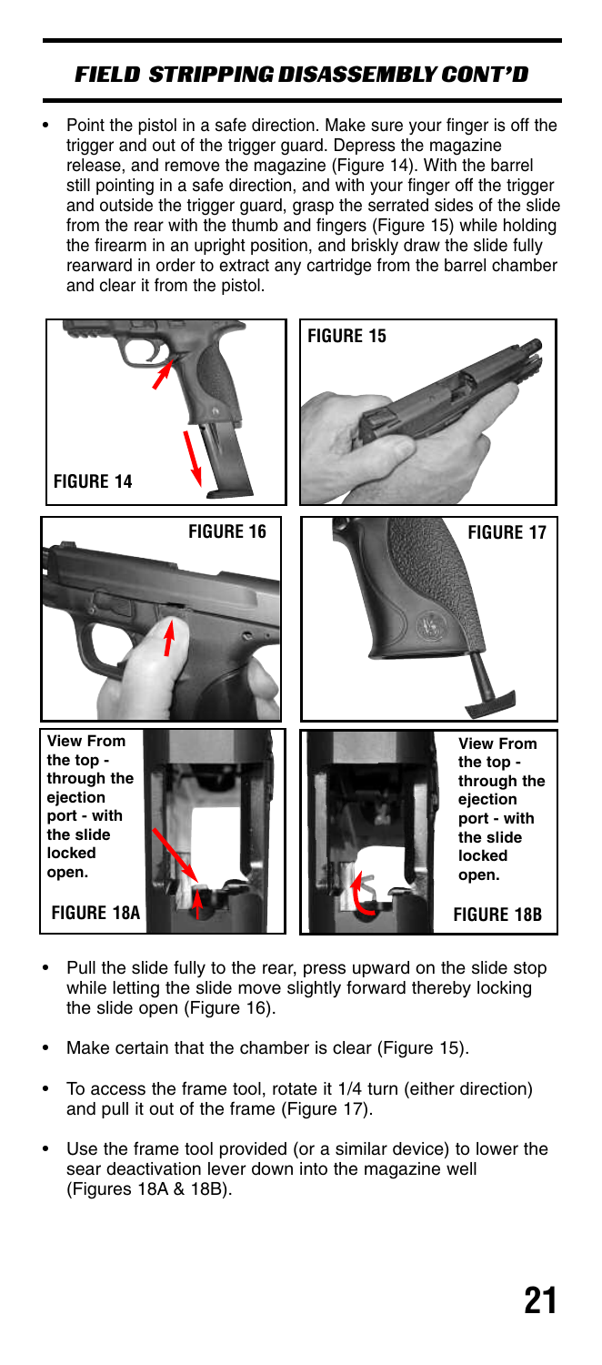## FIELD STRIPPING DISASSEMBLY CONT'D

- Point the pistol in a safe direction. Make sure your finger is off the trigger and out of the trigger guard. Depress the magazine release, and remove the magazine (Figure 14). With the barrel still pointing in a safe direction, and with your finger off the trigger and outside the trigger guard, grasp the serrated sides of the slide from the rear with the thumb and fingers (Figure 15) while holding the firearm in an upright position, and briskly draw the slide fully rearward in order to extract any cartridge from the barrel chamber and clear it from the pistol.

FIGURE 14

FIGURE 15

FIGURE 16

FIGURE 17

View From the top - through the ejection port - with the slide locked open.

FIGURE 18A

View From the top - through the ejection port - with the slide locked open.

FIGURE 18B

- Pull the slide fully to the rear, press upward on the slide stop while letting the slide move slightly forward thereby locking the slide open (Figure 16).
- Make certain that the chamber is clear (Figure 15).
- To access the frame tool, rotate it 1/4 turn (either direction) and pull it out of the frame (Figure 17).
- Use the frame tool provided (or a similar device) to lower the sear deactivation lever down into the magazine well (Figures 18A & 18B).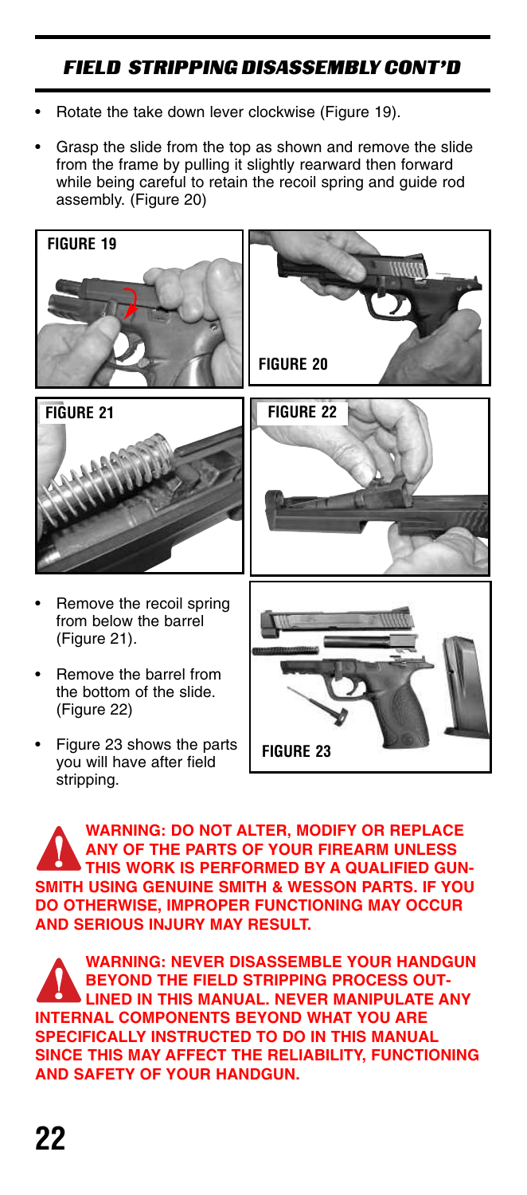## FIELD STRIPPING DISASSEMBLY CONT'D

- Rotate the take down lever clockwise (Figure 19).
- Grasp the slide from the top as shown and remove the slide from the frame by pulling it slightly rearward then forward while being careful to retain the recoil spring and guide rod assembly. (Figure 20)

FIGURE 19

FIGURE 20

FIGURE 21

FIGURE 22

- Remove the recoil spring from below the barrel (Figure 21).
- Remove the barrel from the bottom of the slide. (Figure 22)
- Figure 23 shows the parts you will have after field stripping.

FIGURE 23

**WARNING: DO NOT ALTER, MODIFY OR REPLACE ANY OF THE PARTS OF YOUR FIREARM UNLESS THIS WORK IS PERFORMED BY A QUALIFIED GUNSMITH USING GENUINE SMITH & WESSON PARTS. IF YOU DO OTHERWISE, IMPROPER FUNCTIONING MAY OCCUR AND SERIOUS INJURY MAY RESULT.**

**WARNING: NEVER DISASSEMBLE YOUR HANDGUN BEYOND THE FIELD STRIPPING PROCESS OUTLINED IN THIS MANUAL. NEVER MANIPULATE ANY INTERNAL COMPONENTS BEYOND WHAT YOU ARE SPECIFICALLY INSTRUCTED TO DO IN THIS MANUAL SINCE THIS MAY AFFECT THE RELIABILITY, FUNCTIONING AND SAFETY OF YOUR HANDGUN.**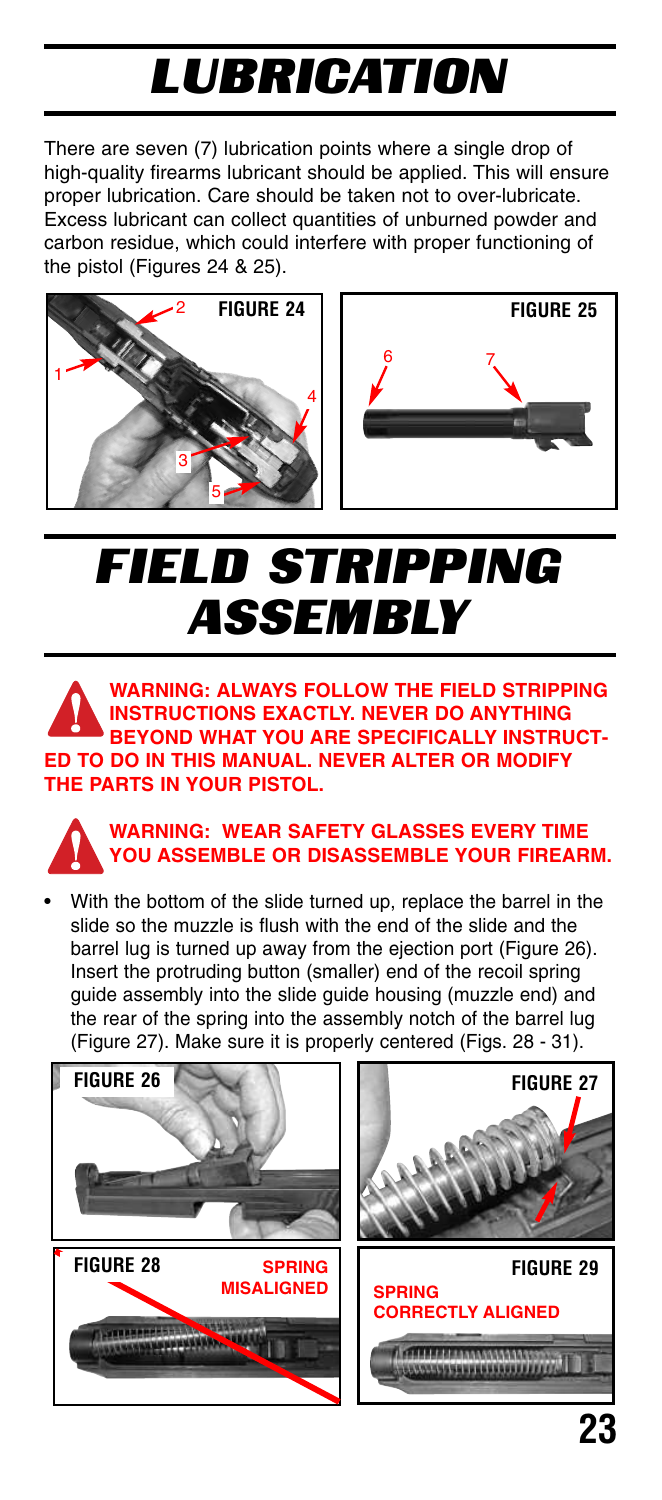# LUBRICATION

There are seven (7) lubrication points where a single drop of high-quality firearms lubricant should be applied. This will ensure proper lubrication. Care should be taken not to over-lubricate. Excess lubricant can collect quantities of unburned powder and carbon residue, which could interfere with proper functioning of the pistol (Figures 24 & 25).

FIGURE 24

FIGURE 25

# FIELD STRIPPING ASSEMBLY

**WARNING: ALWAYS FOLLOW THE FIELD STRIPPING INSTRUCTIONS EXACTLY. NEVER DO ANYTHING BEYOND WHAT YOU ARE SPECIFICALLY INSTRUCTED TO DO IN THIS MANUAL. NEVER ALTER OR MODIFY THE PARTS IN YOUR PISTOL.**

**WARNING: WEAR SAFETY GLASSES EVERY TIME YOU ASSEMBLE OR DISASSEMBLE YOUR FIREARM.**

- With the bottom of the slide turned up, replace the barrel in the slide so the muzzle is flush with the end of the slide and the barrel lug is turned up away from the ejection port (Figure 26). Insert the protruding button (smaller) end of the recoil spring guide assembly into the slide guide housing (muzzle end) and the rear of the spring into the assembly notch of the barrel lug (Figure 27). Make sure it is properly centered (Figs. 28 - 31).

FIGURE 26

FIGURE 27

FIGURE 28 SPRING MISALIGNED

FIGURE 29 SPRING CORRECTLY ALIGNED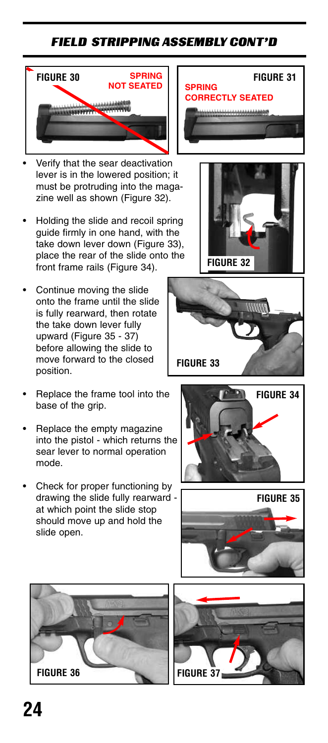## FIELD STRIPPING ASSEMBLY CONT'D

FIGURE 30 SPRING NOT SEATED

FIGURE 31 SPRING CORRECTLY SEATED

- Verify that the sear deactivation lever is in the lowered position; it must be protruding into the magazine well as shown (Figure 32).
- Holding the slide and recoil spring guide firmly in one hand, with the take down lever down (Figure 33), place the rear of the slide onto the front frame rails (Figure 34).
- Continue moving the slide onto the frame until the slide is fully rearward, then rotate the take down lever fully upward (Figure 35 - 37) before allowing the slide to move forward to the closed position.
- Replace the frame tool into the base of the grip.
- Replace the empty magazine into the pistol - which returns the sear lever to normal operation mode.
- Check for proper functioning by drawing the slide fully rearward - at which point the slide stop should move up and hold the slide open.

FIGURE 32

FIGURE 33

FIGURE 34

FIGURE 35

FIGURE 36

FIGURE 37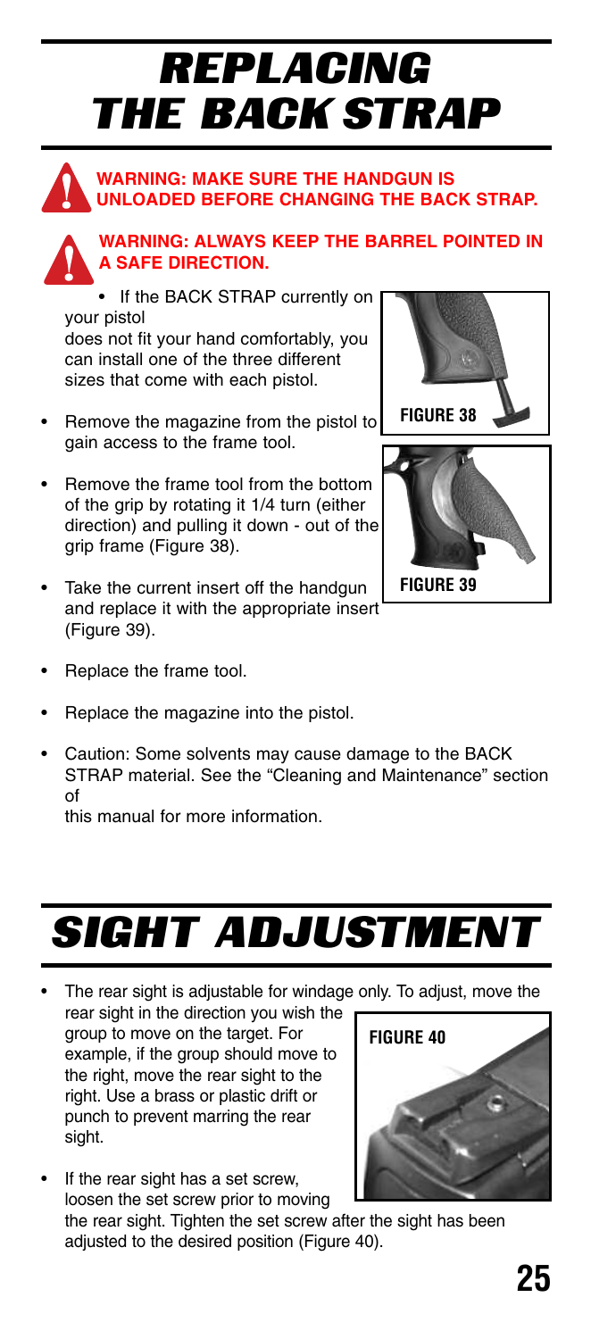# REPLACING THE BACK STRAP

**WARNING: MAKE SURE THE HANDGUN IS UNLOADED BEFORE CHANGING THE BACK STRAP.**

**WARNING: ALWAYS KEEP THE BARREL POINTED IN A SAFE DIRECTION.**

- If the BACK STRAP currently on your pistol does not fit your hand comfortably, you can install one of the three different sizes that come with each pistol.
- Remove the magazine from the pistol to gain access to the frame tool.
- Remove the frame tool from the bottom of the grip by rotating it 1/4 turn (either direction) and pulling it down - out of the grip frame (Figure 38).
- Take the current insert off the handgun and replace it with the appropriate insert (Figure 39).
- Replace the frame tool.
- Replace the magazine into the pistol.
- Caution: Some solvents may cause damage to the BACK STRAP material. See the "Cleaning and Maintenance" section of this manual for more information.

**FIGURE 38**

**FIGURE 39**

# SIGHT ADJUSTMENT

- The rear sight is adjustable for windage only. To adjust, move the rear sight in the direction you wish the group to move on the target. For example, if the group should move to the right, move the rear sight to the right. Use a brass or plastic drift or punch to prevent marring the rear sight.
- If the rear sight has a set screw, loosen the set screw prior to moving the rear sight. Tighten the set screw after the sight has been adjusted to the desired position (Figure 40).

**FIGURE 40**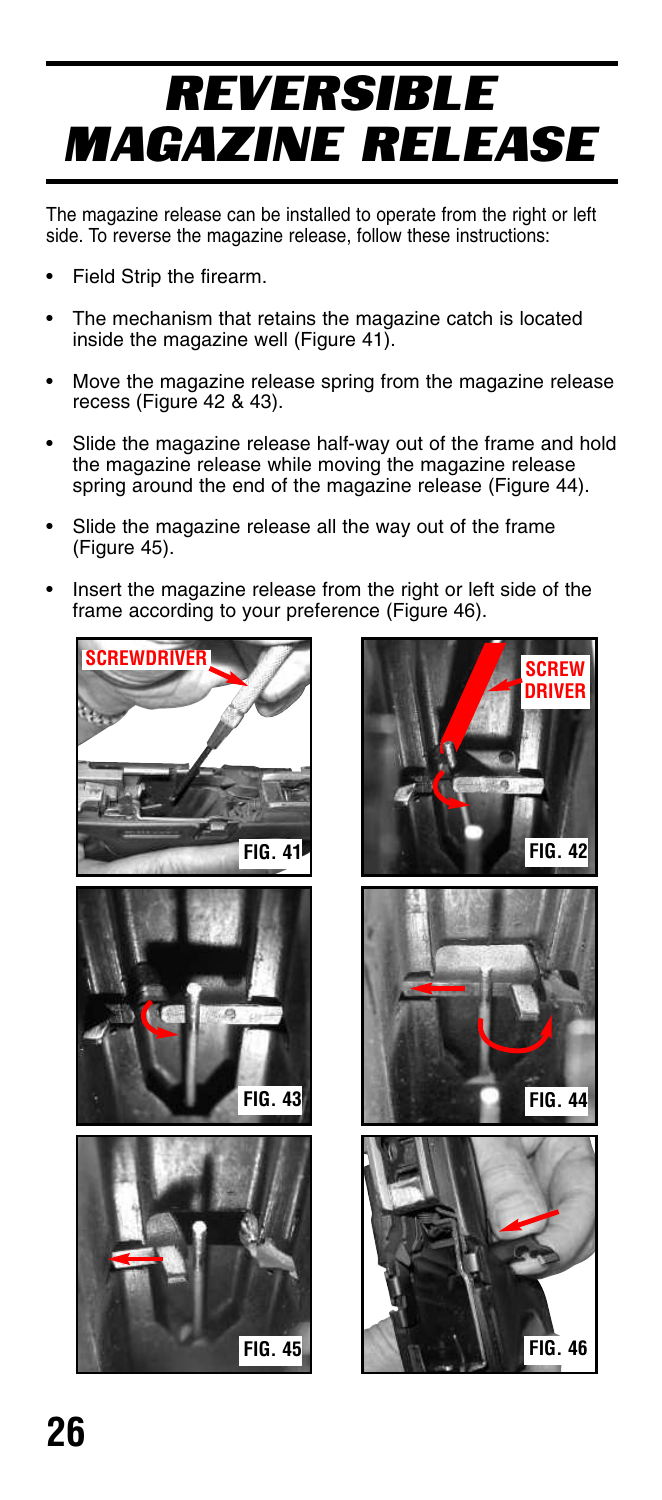# REVERSIBLE MAGAZINE RELEASE

The magazine release can be installed to operate from the right or left side. To reverse the magazine release, follow these instructions:

- Field Strip the firearm.
- The mechanism that retains the magazine catch is located inside the magazine well (Figure 41).
- Move the magazine release spring from the magazine release recess (Figure 42 & 43).
- Slide the magazine release half-way out of the frame and hold the magazine release while moving the magazine release spring around the end of the magazine release (Figure 44).
- Slide the magazine release all the way out of the frame (Figure 45).
- Insert the magazine release from the right or left side of the frame according to your preference (Figure 46).

SCREWDRIVER

FIG. 41

SCREW DRIVER

FIG. 42

FIG. 43

FIG. 44

FIG. 45

FIG. 46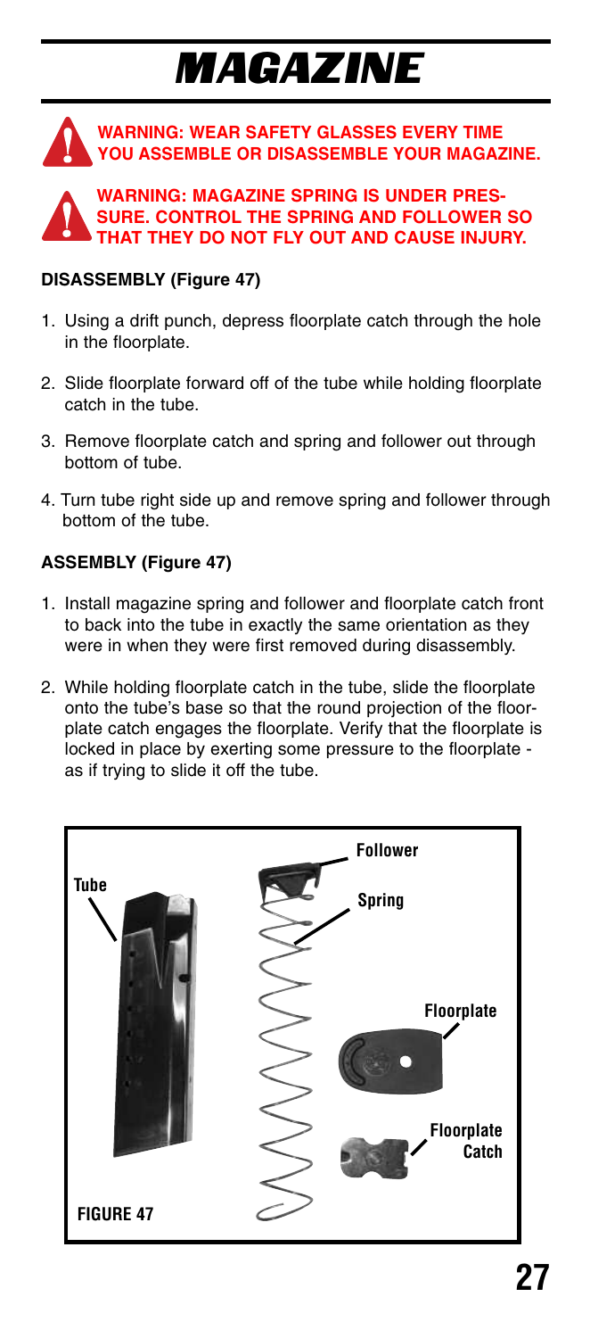# MAGAZINE

**WARNING: WEAR SAFETY GLASSES EVERY TIME YOU ASSEMBLE OR DISASSEMBLE YOUR MAGAZINE.**

**WARNING: MAGAZINE SPRING IS UNDER PRESSURE. CONTROL THE SPRING AND FOLLOWER SO THAT THEY DO NOT FLY OUT AND CAUSE INJURY.**

**DISASSEMBLY (Figure 47)**

1. Using a drift punch, depress floorplate catch through the hole in the floorplate.
2. Slide floorplate forward off of the tube while holding floorplate catch in the tube.
3. Remove floorplate catch and spring and follower out through bottom of tube.
4. Turn tube right side up and remove spring and follower through bottom of the tube.

**ASSEMBLY (Figure 47)**

1. Install magazine spring and follower and floorplate catch front to back into the tube in exactly the same orientation as they were in when they were first removed during disassembly.
2. While holding floorplate catch in the tube, slide the floorplate onto the tube's base so that the round projection of the floorplate catch engages the floorplate. Verify that the floorplate is locked in place by exerting some pressure to the floorplate - as if trying to slide it off the tube.

Tube

Follower

Spring

Floorplate

Floorplate Catch

**FIGURE 47**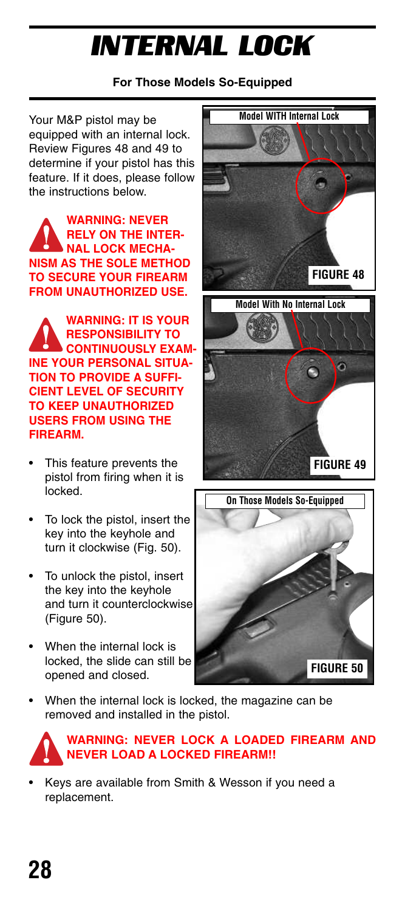# INTERNAL LOCK

**For Those Models So-Equipped**

Your M&P pistol may be equipped with an internal lock. Review Figures 48 and 49 to determine if your pistol has this feature. If it does, please follow the instructions below.

**WARNING: NEVER RELY ON THE INTERNAL LOCK MECHANISM AS THE SOLE METHOD TO SECURE YOUR FIREARM FROM UNAUTHORIZED USE.**

**WARNING: IT IS YOUR RESPONSIBILITY TO CONTINUOUSLY EXAMINE YOUR PERSONAL SITUATION TO PROVIDE A SUFFICIENT LEVEL OF SECURITY TO KEEP UNAUTHORIZED USERS FROM USING THE FIREARM.**

- This feature prevents the pistol from firing when it is locked.
- To lock the pistol, insert the key into the keyhole and turn it clockwise (Fig. 50).
- To unlock the pistol, insert the key into the keyhole and turn it counterclockwise (Figure 50).
- When the internal lock is locked, the slide can still be opened and closed.
- When the internal lock is locked, the magazine can be removed and installed in the pistol.

**WARNING: NEVER LOCK A LOADED FIREARM AND NEVER LOAD A LOCKED FIREARM!!**

- Keys are available from Smith & Wesson if you need a replacement.

Model WITH Internal Lock

FIGURE 48

Model With No Internal Lock

FIGURE 49

On Those Models So-Equipped

FIGURE 50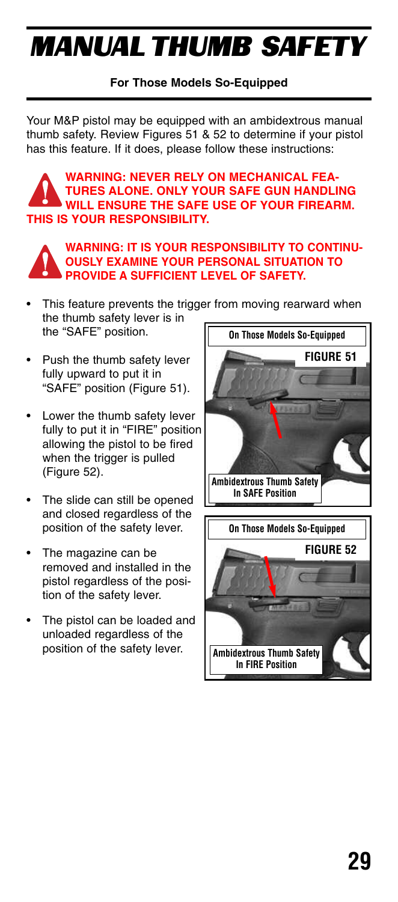# MANUAL THUMB SAFETY

**For Those Models So-Equipped**

Your M&P pistol may be equipped with an ambidextrous manual thumb safety. Review Figures 51 & 52 to determine if your pistol has this feature. If it does, please follow these instructions:

**WARNING: NEVER RELY ON MECHANICAL FEATURES ALONE. ONLY YOUR SAFE GUN HANDLING WILL ENSURE THE SAFE USE OF YOUR FIREARM. THIS IS YOUR RESPONSIBILITY.**

**WARNING: IT IS YOUR RESPONSIBILITY TO CONTINUOUSLY EXAMINE YOUR PERSONAL SITUATION TO PROVIDE A SUFFICIENT LEVEL OF SAFETY.**

- This feature prevents the trigger from moving rearward when the thumb safety lever is in the "SAFE" position.
- Push the thumb safety lever fully upward to put it in "SAFE" position (Figure 51).
- Lower the thumb safety lever fully to put it in "FIRE" position allowing the pistol to be fired when the trigger is pulled (Figure 52).
- The slide can still be opened and closed regardless of the position of the safety lever.
- The magazine can be removed and installed in the pistol regardless of the position of the safety lever.
- The pistol can be loaded and unloaded regardless of the position of the safety lever.

On Those Models So-Equipped

FIGURE 51

Ambidextrous Thumb Safety In SAFE Position

On Those Models So-Equipped

FIGURE 52

Ambidextrous Thumb Safety In FIRE Position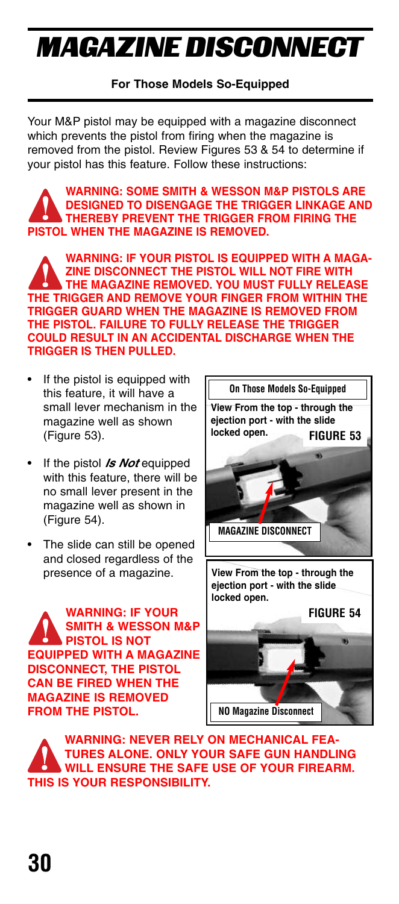# MAGAZINE DISCONNECT

**For Those Models So-Equipped**

Your M&P pistol may be equipped with a magazine disconnect which prevents the pistol from firing when the magazine is removed from the pistol. Review Figures 53 & 54 to determine if your pistol has this feature. Follow these instructions:

**WARNING: SOME SMITH & WESSON M&P PISTOLS ARE DESIGNED TO DISENGAGE THE TRIGGER LINKAGE AND THEREBY PREVENT THE TRIGGER FROM FIRING THE PISTOL WHEN THE MAGAZINE IS REMOVED.**

**WARNING: IF YOUR PISTOL IS EQUIPPED WITH A MAGAZINE DISCONNECT THE PISTOL WILL NOT FIRE WITH THE MAGAZINE REMOVED. YOU MUST FULLY RELEASE THE TRIGGER AND REMOVE YOUR FINGER FROM WITHIN THE TRIGGER GUARD WHEN THE MAGAZINE IS REMOVED FROM THE PISTOL. FAILURE TO FULLY RELEASE THE TRIGGER COULD RESULT IN AN ACCIDENTAL DISCHARGE WHEN THE TRIGGER IS THEN PULLED.**

- If the pistol is equipped with this feature, it will have a small lever mechanism in the magazine well as shown (Figure 53).
- If the pistol ***Is Not*** equipped with this feature, there will be no small lever present in the magazine well as shown in (Figure 54).
- The slide can still be opened and closed regardless of the presence of a magazine.

**WARNING: IF YOUR SMITH & WESSON M&P PISTOL IS NOT EQUIPPED WITH A MAGAZINE DISCONNECT, THE PISTOL CAN BE FIRED WHEN THE MAGAZINE IS REMOVED FROM THE PISTOL.**

**On Those Models So-Equipped**

**View From the top - through the ejection port - with the slide locked open.** **FIGURE 53**

**MAGAZINE DISCONNECT**

**View From the top - through the ejection port - with the slide locked open.** **FIGURE 54**

**NO Magazine Disconnect**

**WARNING: NEVER RELY ON MECHANICAL FEATURES ALONE. ONLY YOUR SAFE GUN HANDLING WILL ENSURE THE SAFE USE OF YOUR FIREARM. THIS IS YOUR RESPONSIBILITY.**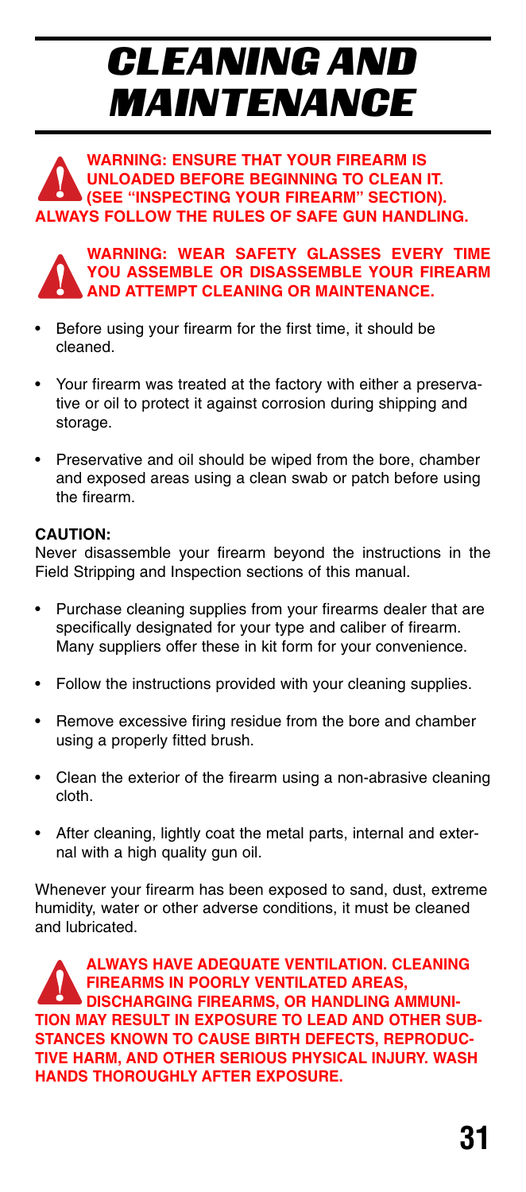# CLEANING AND MAINTENANCE

**WARNING: ENSURE THAT YOUR FIREARM IS UNLOADED BEFORE BEGINNING TO CLEAN IT. (SEE "INSPECTING YOUR FIREARM" SECTION). ALWAYS FOLLOW THE RULES OF SAFE GUN HANDLING.**

**WARNING: WEAR SAFETY GLASSES EVERY TIME YOU ASSEMBLE OR DISASSEMBLE YOUR FIREARM AND ATTEMPT CLEANING OR MAINTENANCE.**

- Before using your firearm for the first time, it should be cleaned.
- Your firearm was treated at the factory with either a preservative or oil to protect it against corrosion during shipping and storage.
- Preservative and oil should be wiped from the bore, chamber and exposed areas using a clean swab or patch before using the firearm.

**CAUTION:**
Never disassemble your firearm beyond the instructions in the Field Stripping and Inspection sections of this manual.

- Purchase cleaning supplies from your firearms dealer that are specifically designated for your type and caliber of firearm. Many suppliers offer these in kit form for your convenience.
- Follow the instructions provided with your cleaning supplies.
- Remove excessive firing residue from the bore and chamber using a properly fitted brush.
- Clean the exterior of the firearm using a non-abrasive cleaning cloth.
- After cleaning, lightly coat the metal parts, internal and external with a high quality gun oil.

Whenever your firearm has been exposed to sand, dust, extreme humidity, water or other adverse conditions, it must be cleaned and lubricated.

**ALWAYS HAVE ADEQUATE VENTILATION. CLEANING FIREARMS IN POORLY VENTILATED AREAS, DISCHARGING FIREARMS, OR HANDLING AMMUNITION MAY RESULT IN EXPOSURE TO LEAD AND OTHER SUBSTANCES KNOWN TO CAUSE BIRTH DEFECTS, REPRODUCTIVE HARM, AND OTHER SERIOUS PHYSICAL INJURY. WASH HANDS THOROUGHLY AFTER EXPOSURE.**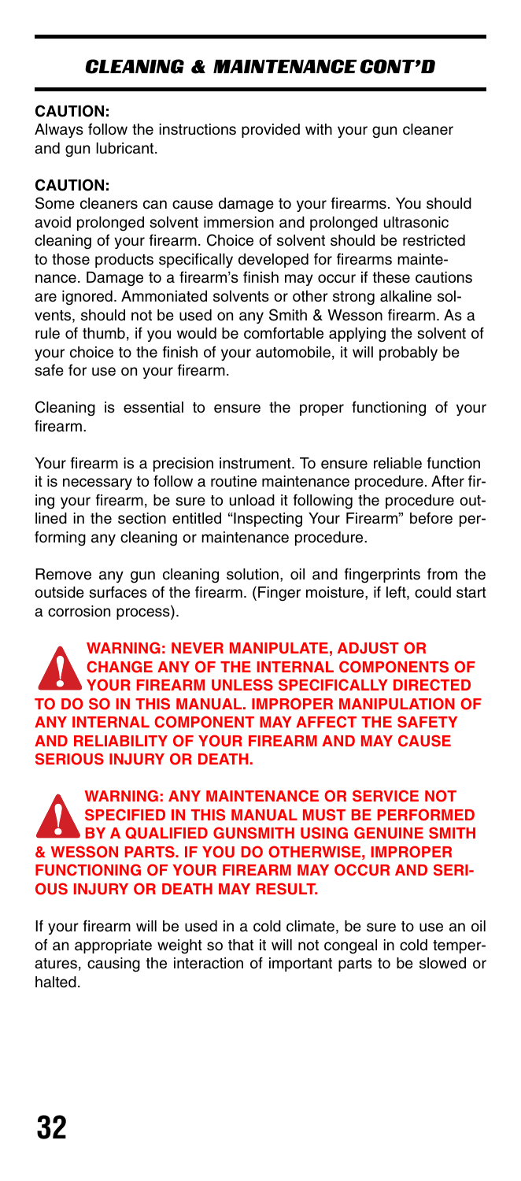## CLEANING & MAINTENANCE CONT'D

**CAUTION:**
Always follow the instructions provided with your gun cleaner and gun lubricant.

**CAUTION:**
Some cleaners can cause damage to your firearms. You should avoid prolonged solvent immersion and prolonged ultrasonic cleaning of your firearm. Choice of solvent should be restricted to those products specifically developed for firearms maintenance. Damage to a firearm's finish may occur if these cautions are ignored. Ammoniated solvents or other strong alkaline solvents, should not be used on any Smith & Wesson firearm. As a rule of thumb, if you would be comfortable applying the solvent of your choice to the finish of your automobile, it will probably be safe for use on your firearm.

Cleaning is essential to ensure the proper functioning of your firearm.

Your firearm is a precision instrument. To ensure reliable function it is necessary to follow a routine maintenance procedure. After firing your firearm, be sure to unload it following the procedure outlined in the section entitled "Inspecting Your Firearm" before performing any cleaning or maintenance procedure.

Remove any gun cleaning solution, oil and fingerprints from the outside surfaces of the firearm. (Finger moisture, if left, could start a corrosion process).

**WARNING: NEVER MANIPULATE, ADJUST OR CHANGE ANY OF THE INTERNAL COMPONENTS OF YOUR FIREARM UNLESS SPECIFICALLY DIRECTED TO DO SO IN THIS MANUAL. IMPROPER MANIPULATION OF ANY INTERNAL COMPONENT MAY AFFECT THE SAFETY AND RELIABILITY OF YOUR FIREARM AND MAY CAUSE SERIOUS INJURY OR DEATH.**

**WARNING: ANY MAINTENANCE OR SERVICE NOT SPECIFIED IN THIS MANUAL MUST BE PERFORMED BY A QUALIFIED GUNSMITH USING GENUINE SMITH & WESSON PARTS. IF YOU DO OTHERWISE, IMPROPER FUNCTIONING OF YOUR FIREARM MAY OCCUR AND SERIOUS INJURY OR DEATH MAY RESULT.**

If your firearm will be used in a cold climate, be sure to use an oil of an appropriate weight so that it will not congeal in cold temperatures, causing the interaction of important parts to be slowed or halted.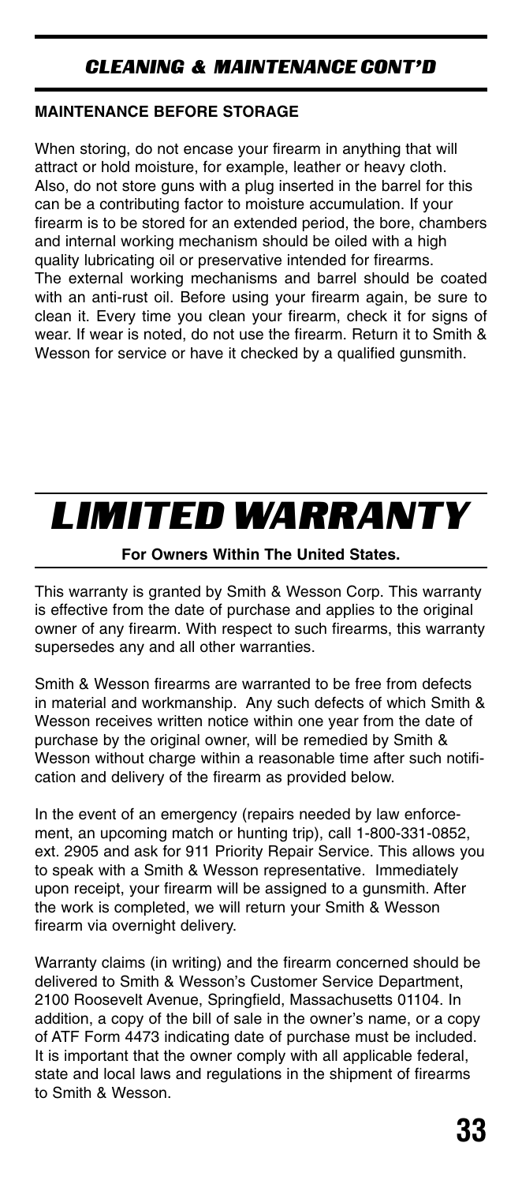## CLEANING & MAINTENANCE CONT'D

### MAINTENANCE BEFORE STORAGE

When storing, do not encase your firearm in anything that will attract or hold moisture, for example, leather or heavy cloth. Also, do not store guns with a plug inserted in the barrel for this can be a contributing factor to moisture accumulation. If your firearm is to be stored for an extended period, the bore, chambers and internal working mechanism should be oiled with a high quality lubricating oil or preservative intended for firearms. The external working mechanisms and barrel should be coated with an anti-rust oil. Before using your firearm again, be sure to clean it. Every time you clean your firearm, check it for signs of wear. If wear is noted, do not use the firearm. Return it to Smith & Wesson for service or have it checked by a qualified gunsmith.

# LIMITED WARRANTY

**For Owners Within The United States.**

This warranty is granted by Smith & Wesson Corp. This warranty is effective from the date of purchase and applies to the original owner of any firearm. With respect to such firearms, this warranty supersedes any and all other warranties.

Smith & Wesson firearms are warranted to be free from defects in material and workmanship. Any such defects of which Smith & Wesson receives written notice within one year from the date of purchase by the original owner, will be remedied by Smith & Wesson without charge within a reasonable time after such notification and delivery of the firearm as provided below.

In the event of an emergency (repairs needed by law enforcement, an upcoming match or hunting trip), call 1-800-331-0852, ext. 2905 and ask for 911 Priority Repair Service. This allows you to speak with a Smith & Wesson representative. Immediately upon receipt, your firearm will be assigned to a gunsmith. After the work is completed, we will return your Smith & Wesson firearm via overnight delivery.

Warranty claims (in writing) and the firearm concerned should be delivered to Smith & Wesson's Customer Service Department, 2100 Roosevelt Avenue, Springfield, Massachusetts 01104. In addition, a copy of the bill of sale in the owner's name, or a copy of ATF Form 4473 indicating date of purchase must be included. It is important that the owner comply with all applicable federal, state and local laws and regulations in the shipment of firearms to Smith & Wesson.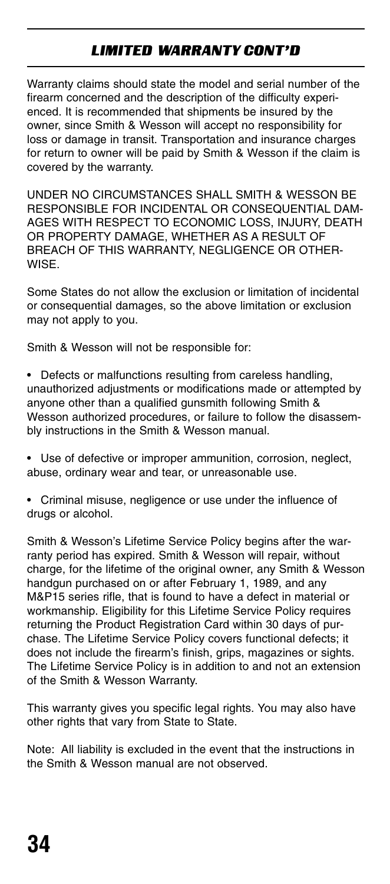## *LIMITED WARRANTY CONT'D*

Warranty claims should state the model and serial number of the firearm concerned and the description of the difficulty experienced. It is recommended that shipments be insured by the owner, since Smith & Wesson will accept no responsibility for loss or damage in transit. Transportation and insurance charges for return to owner will be paid by Smith & Wesson if the claim is covered by the warranty.

UNDER NO CIRCUMSTANCES SHALL SMITH & WESSON BE RESPONSIBLE FOR INCIDENTAL OR CONSEQUENTIAL DAMAGES WITH RESPECT TO ECONOMIC LOSS, INJURY, DEATH OR PROPERTY DAMAGE, WHETHER AS A RESULT OF BREACH OF THIS WARRANTY, NEGLIGENCE OR OTHERWISE.

Some States do not allow the exclusion or limitation of incidental or consequential damages, so the above limitation or exclusion may not apply to you.

Smith & Wesson will not be responsible for:

- Defects or malfunctions resulting from careless handling, unauthorized adjustments or modifications made or attempted by anyone other than a qualified gunsmith following Smith & Wesson authorized procedures, or failure to follow the disassembly instructions in the Smith & Wesson manual.
- Use of defective or improper ammunition, corrosion, neglect, abuse, ordinary wear and tear, or unreasonable use.
- Criminal misuse, negligence or use under the influence of drugs or alcohol.

Smith & Wesson's Lifetime Service Policy begins after the warranty period has expired. Smith & Wesson will repair, without charge, for the lifetime of the original owner, any Smith & Wesson handgun purchased on or after February 1, 1989, and any M&P15 series rifle, that is found to have a defect in material or workmanship. Eligibility for this Lifetime Service Policy requires returning the Product Registration Card within 30 days of purchase. The Lifetime Service Policy covers functional defects; it does not include the firearm's finish, grips, magazines or sights. The Lifetime Service Policy is in addition to and not an extension of the Smith & Wesson Warranty.

This warranty gives you specific legal rights. You may also have other rights that vary from State to State.

Note: All liability is excluded in the event that the instructions in the Smith & Wesson manual are not observed.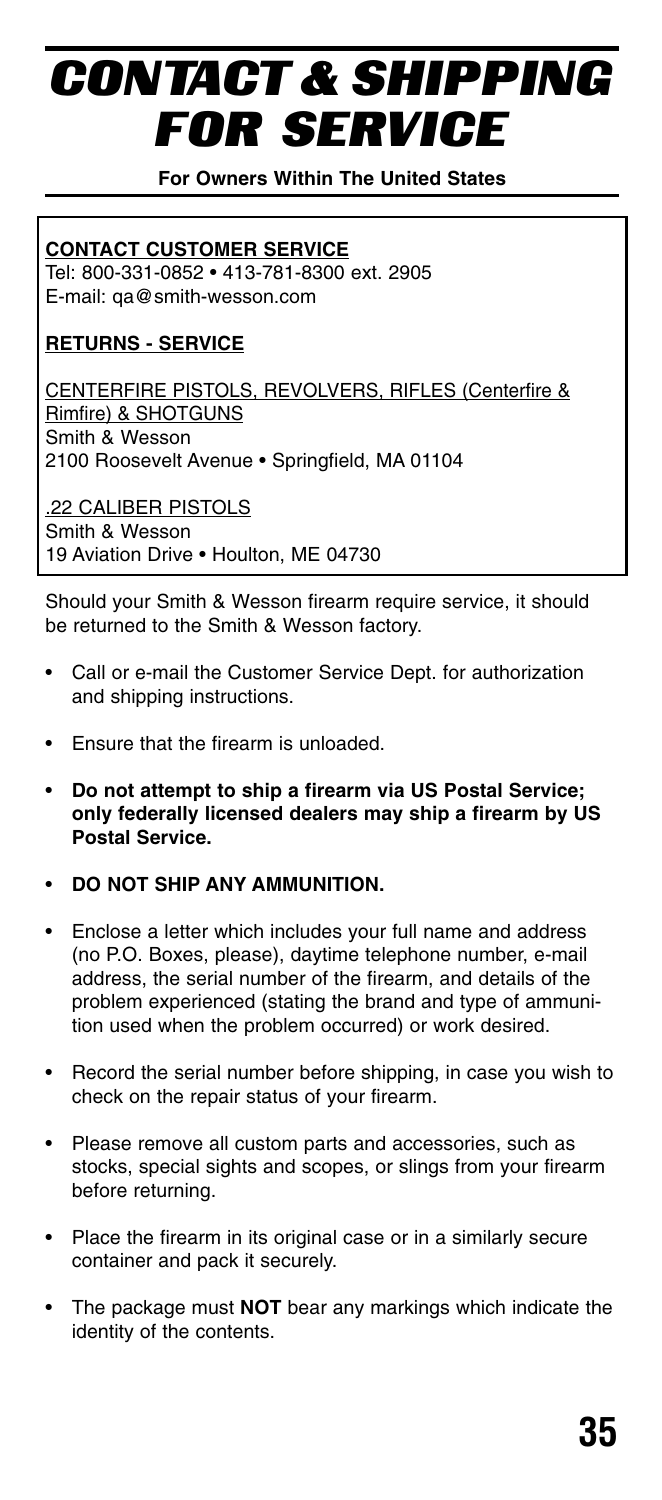# CONTACT & SHIPPING FOR SERVICE

**For Owners Within The United States**

**CONTACT CUSTOMER SERVICE**
Tel: 800-331-0852 • 413-781-8300 ext. 2905
E-mail: qa@smith-wesson.com

**RETURNS - SERVICE**

CENTERFIRE PISTOLS, REVOLVERS, RIFLES (Centerfire & Rimfire) & SHOTGUNS
Smith & Wesson
2100 Roosevelt Avenue • Springfield, MA 01104

.22 CALIBER PISTOLS
Smith & Wesson
19 Aviation Drive • Houlton, ME 04730

Should your Smith & Wesson firearm require service, it should be returned to the Smith & Wesson factory.

- Call or e-mail the Customer Service Dept. for authorization and shipping instructions.
- Ensure that the firearm is unloaded.
- **Do not attempt to ship a firearm via US Postal Service; only federally licensed dealers may ship a firearm by US Postal Service.**
- **DO NOT SHIP ANY AMMUNITION.**
- Enclose a letter which includes your full name and address (no P.O. Boxes, please), daytime telephone number, e-mail address, the serial number of the firearm, and details of the problem experienced (stating the brand and type of ammunition used when the problem occurred) or work desired.
- Record the serial number before shipping, in case you wish to check on the repair status of your firearm.
- Please remove all custom parts and accessories, such as stocks, special sights and scopes, or slings from your firearm before returning.
- Place the firearm in its original case or in a similarly secure container and pack it securely.
- The package must **NOT** bear any markings which indicate the identity of the contents.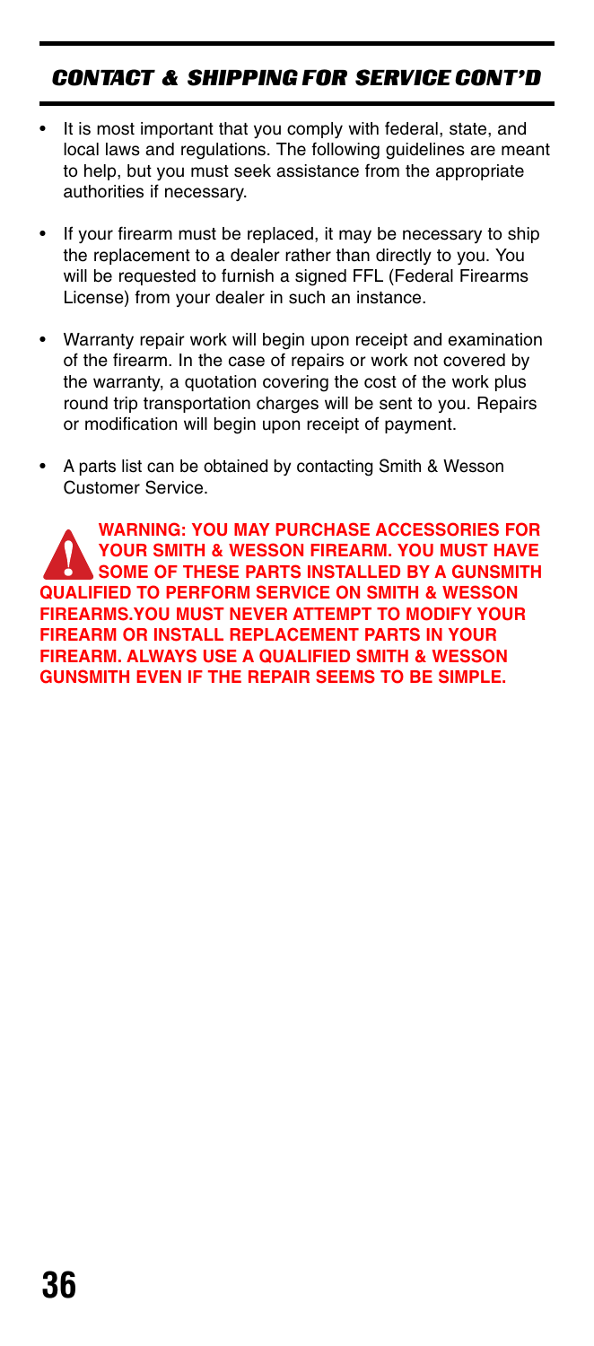## CONTACT & SHIPPING FOR SERVICE CONT'D

- It is most important that you comply with federal, state, and local laws and regulations. The following guidelines are meant to help, but you must seek assistance from the appropriate authorities if necessary.
- If your firearm must be replaced, it may be necessary to ship the replacement to a dealer rather than directly to you. You will be requested to furnish a signed FFL (Federal Firearms License) from your dealer in such an instance.
- Warranty repair work will begin upon receipt and examination of the firearm. In the case of repairs or work not covered by the warranty, a quotation covering the cost of the work plus round trip transportation charges will be sent to you. Repairs or modification will begin upon receipt of payment.
- A parts list can be obtained by contacting Smith & Wesson Customer Service.

**WARNING: YOU MAY PURCHASE ACCESSORIES FOR YOUR SMITH & WESSON FIREARM. YOU MUST HAVE SOME OF THESE PARTS INSTALLED BY A GUNSMITH QUALIFIED TO PERFORM SERVICE ON SMITH & WESSON FIREARMS.YOU MUST NEVER ATTEMPT TO MODIFY YOUR FIREARM OR INSTALL REPLACEMENT PARTS IN YOUR FIREARM. ALWAYS USE A QUALIFIED SMITH & WESSON GUNSMITH EVEN IF THE REPAIR SEEMS TO BE SIMPLE.**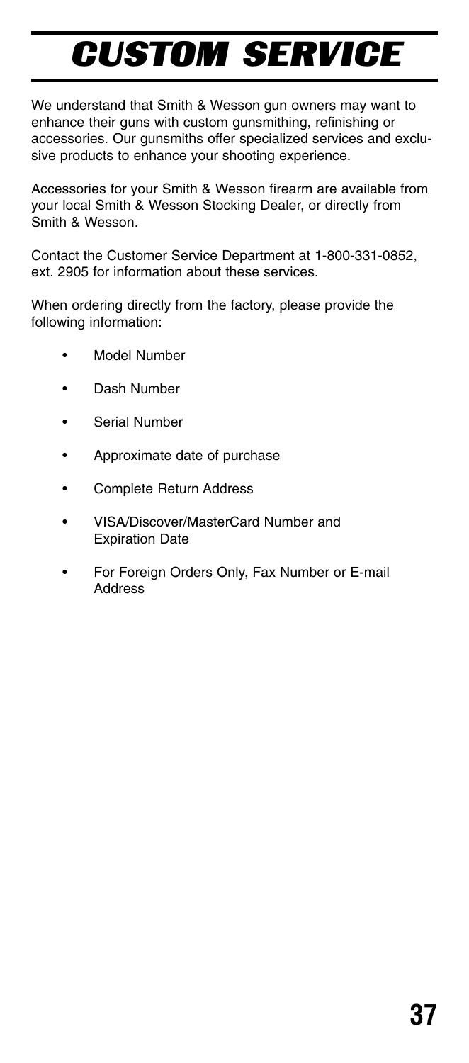# CUSTOM SERVICE

We understand that Smith & Wesson gun owners may want to enhance their guns with custom gunsmithing, refinishing or accessories. Our gunsmiths offer specialized services and exclusive products to enhance your shooting experience.

Accessories for your Smith & Wesson firearm are available from your local Smith & Wesson Stocking Dealer, or directly from Smith & Wesson.

Contact the Customer Service Department at 1-800-331-0852, ext. 2905 for information about these services.

When ordering directly from the factory, please provide the following information:

- Model Number
- Dash Number
- Serial Number
- Approximate date of purchase
- Complete Return Address
- VISA/Discover/MasterCard Number and Expiration Date
- For Foreign Orders Only, Fax Number or E-mail Address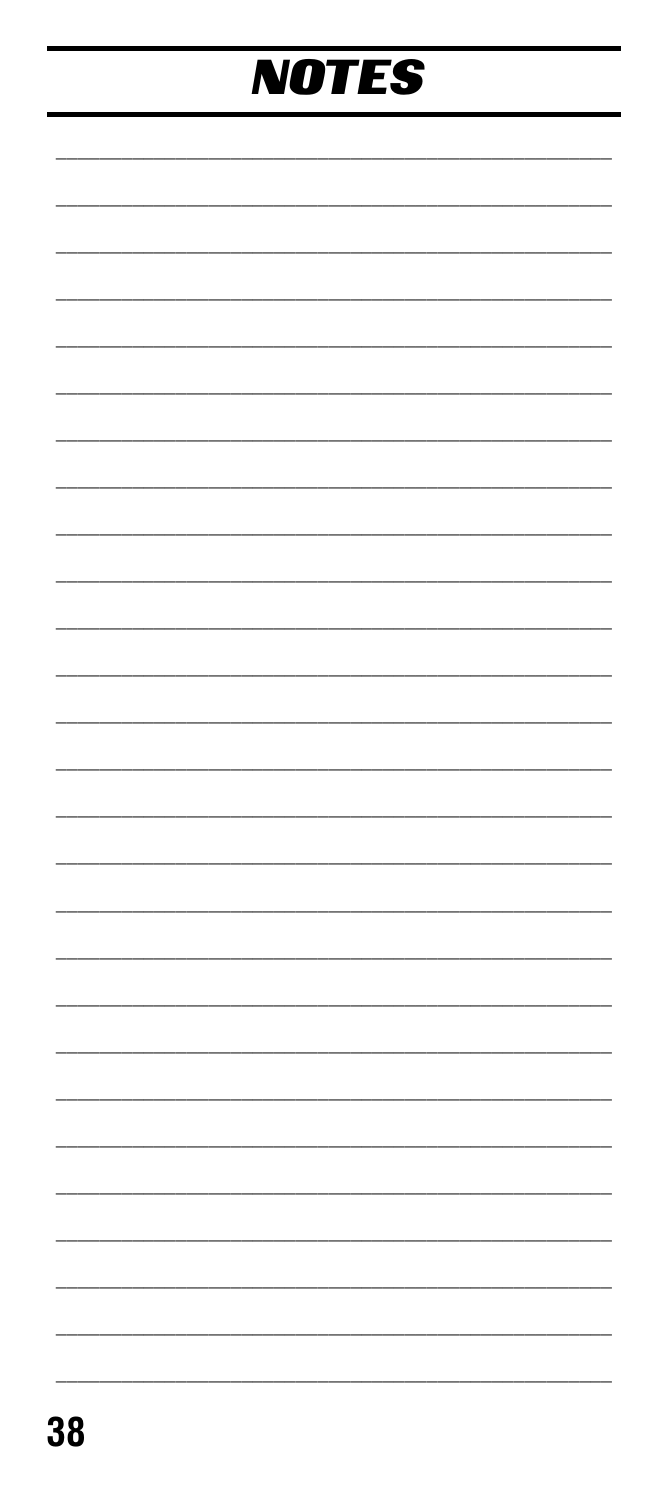# NOTES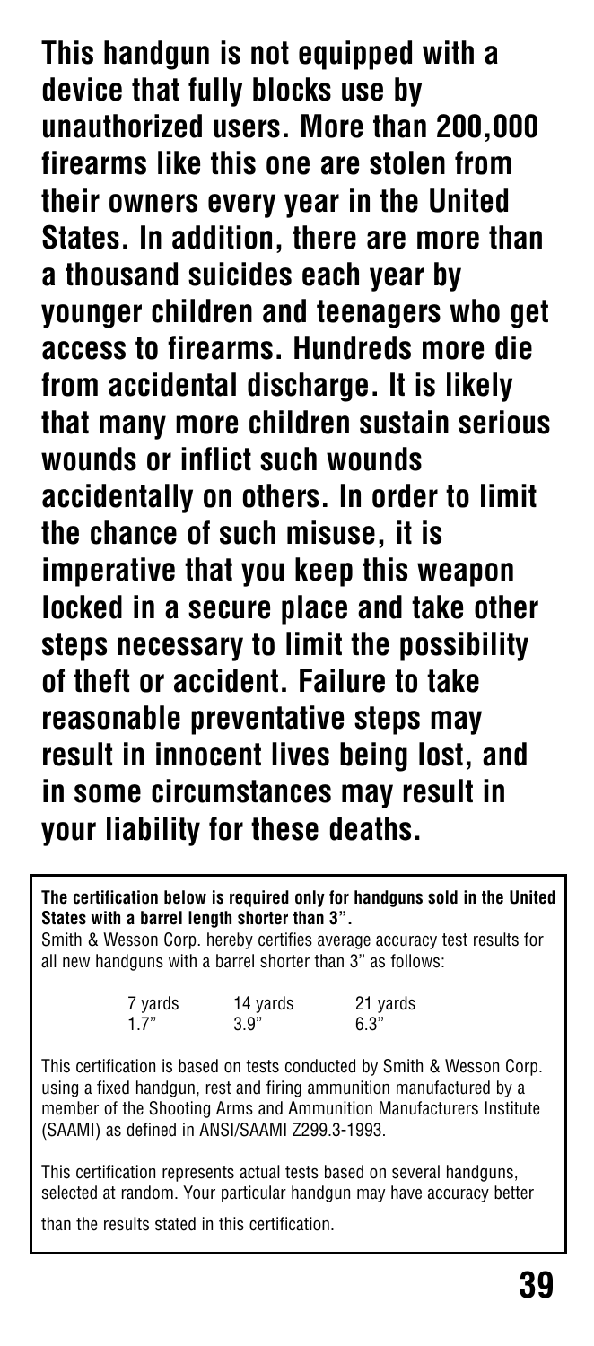**This handgun is not equipped with a device that fully blocks use by unauthorized users. More than 200,000 firearms like this one are stolen from their owners every year in the United States. In addition, there are more than a thousand suicides each year by younger children and teenagers who get access to firearms. Hundreds more die from accidental discharge. It is likely that many more children sustain serious wounds or inflict such wounds accidentally on others. In order to limit the chance of such misuse, it is imperative that you keep this weapon locked in a secure place and take other steps necessary to limit the possibility of theft or accident. Failure to take reasonable preventative steps may result in innocent lives being lost, and in some circumstances may result in your liability for these deaths.**

**The certification below is required only for handguns sold in the United States with a barrel length shorter than 3".**

Smith & Wesson Corp. hereby certifies average accuracy test results for all new handguns with a barrel shorter than 3" as follows:

| 7 yards | 14 yards | 21 yards |
| --- | --- | --- |
| 1.7" | 3.9" | 6.3" |

This certification is based on tests conducted by Smith & Wesson Corp. using a fixed handgun, rest and firing ammunition manufactured by a member of the Shooting Arms and Ammunition Manufacturers Institute (SAAMI) as defined in ANSI/SAAMI Z299.3-1993.

This certification represents actual tests based on several handguns, selected at random. Your particular handgun may have accuracy better than the results stated in this certification.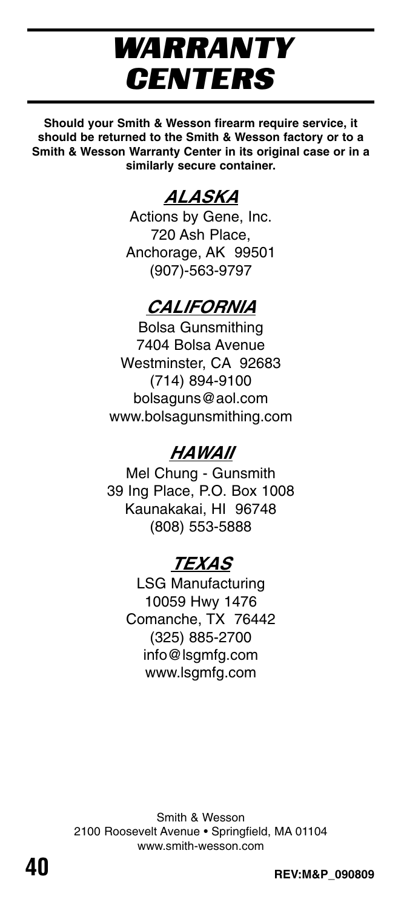# WARRANTY CENTERS

**Should your Smith & Wesson firearm require service, it should be returned to the Smith & Wesson factory or to a Smith & Wesson Warranty Center in its original case or in a similarly secure container.**

## ALASKA

Actions by Gene, Inc.
720 Ash Place,
Anchorage, AK 99501
(907)-563-9797

## CALIFORNIA

Bolsa Gunsmithing
7404 Bolsa Avenue
Westminster, CA 92683
(714) 894-9100
bolsaguns@aol.com
www.bolsagunsmithing.com

## HAWAII

Mel Chung - Gunsmith
39 Ing Place, P.O. Box 1008
Kaunakakai, HI 96748
(808) 553-5888

## TEXAS

LSG Manufacturing
10059 Hwy 1476
Comanche, TX 76442
(325) 885-2700
info@lsgmfg.com
www.lsgmfg.com

Smith & Wesson
2100 Roosevelt Avenue • Springfield, MA 01104
www.smith-wesson.com

REV:M&P_090809